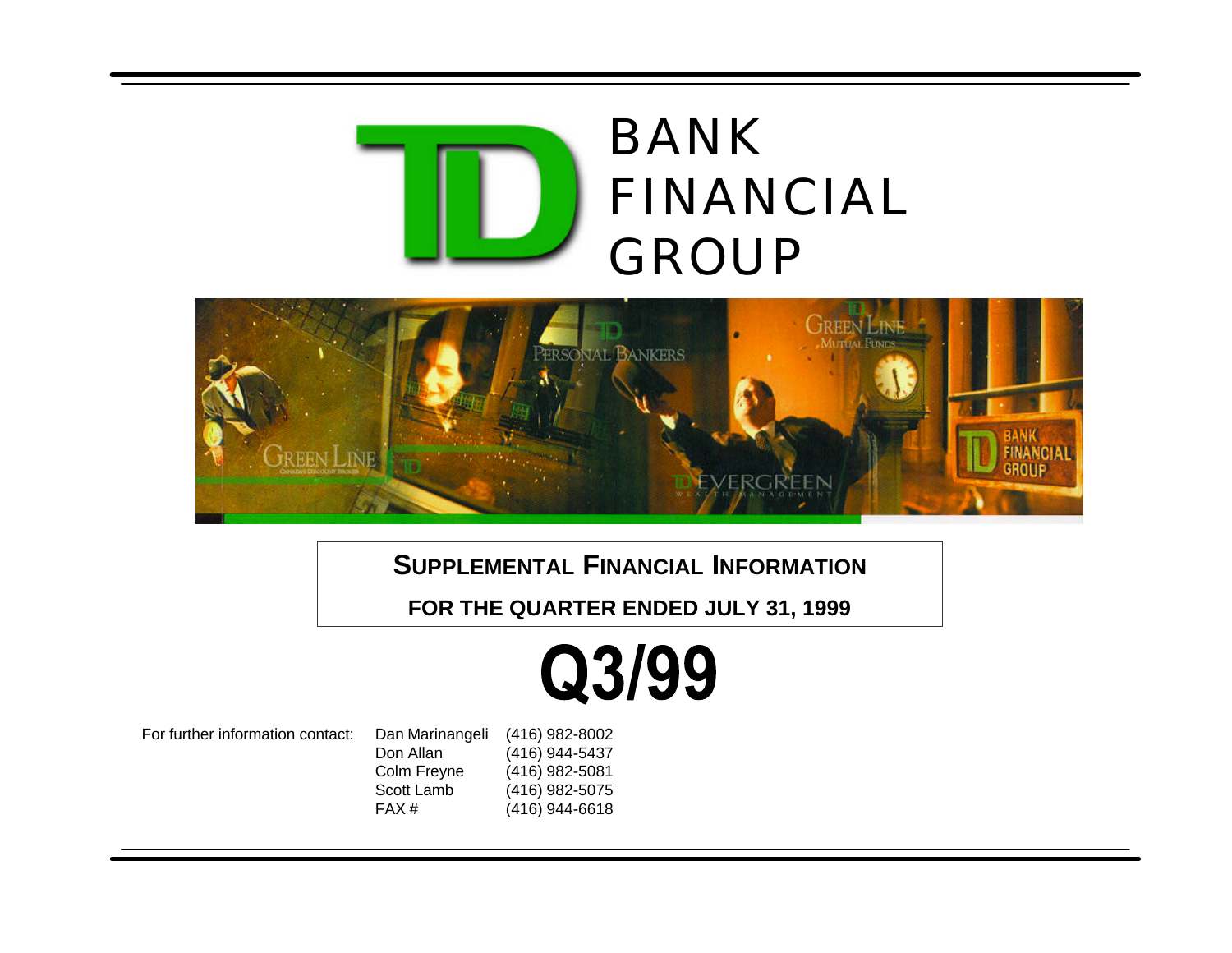# TD BANK FINANCIAL GROUP

## SUPPLEMENTAL FINANCIAL INFORMATION

**FOR THE QUARTER ENDED JULY 31, 1999**

# Q3/99

| | | |
|---|---|---|
| For further information contact: | Dan Marinangeli | (416) 982-8002 |
| | Don Allan | (416) 944-5437 |
| | Colm Freyne | (416) 982-5081 |
| | Scott Lamb | (416) 982-5075 |
| | FAX # | (416) 944-6618 |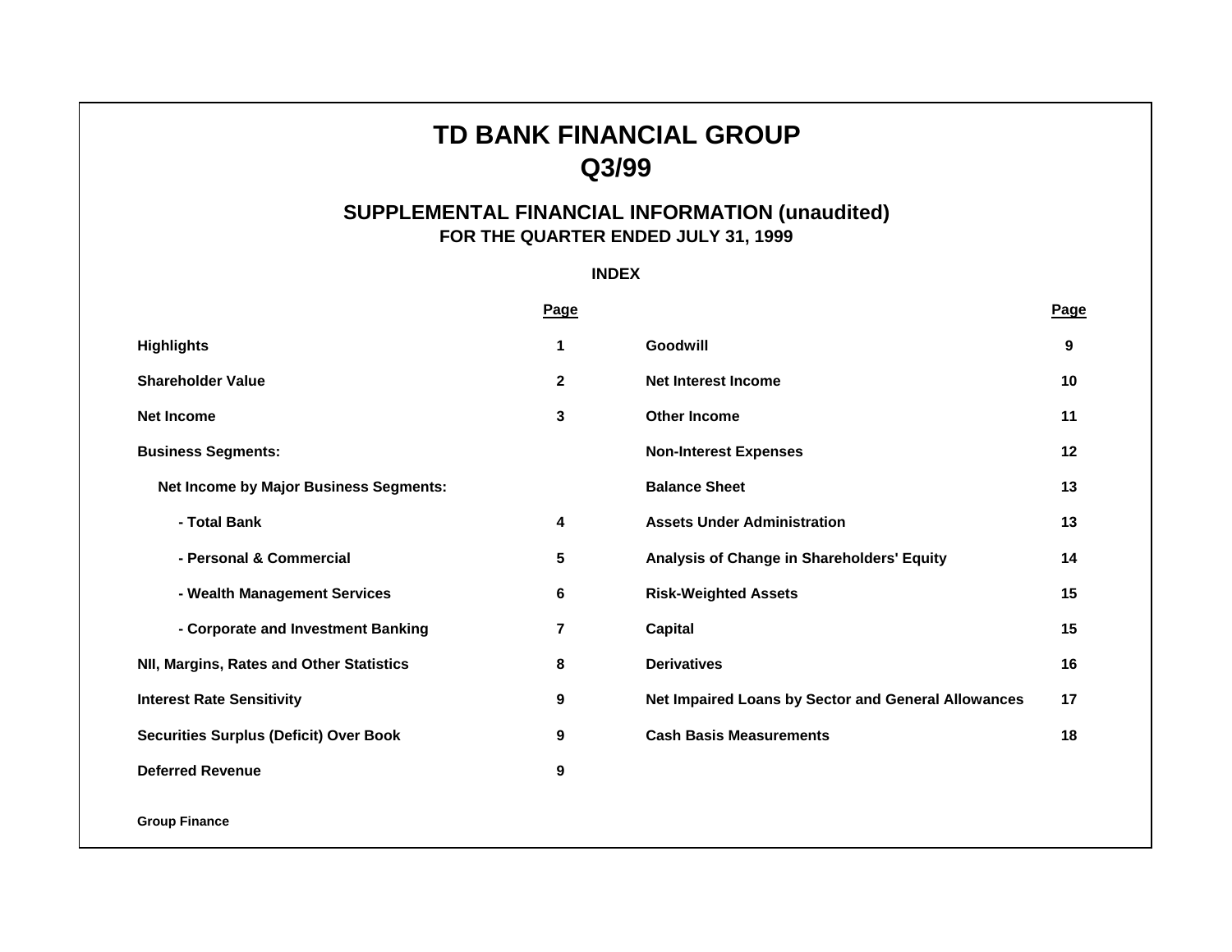# TD BANK FINANCIAL GROUP
# Q3/99

## SUPPLEMENTAL FINANCIAL INFORMATION (unaudited)
### FOR THE QUARTER ENDED JULY 31, 1999

**INDEX**

| | Page | | Page |
|---|---|---|---|
| **Highlights** | 1 | **Goodwill** | 9 |
| **Shareholder Value** | 2 | **Net Interest Income** | 10 |
| **Net Income** | 3 | **Other Income** | 11 |
| **Business Segments:** | | **Non-Interest Expenses** | 12 |
| **Net Income by Major Business Segments:** | | **Balance Sheet** | 13 |
| **- Total Bank** | 4 | **Assets Under Administration** | 13 |
| **- Personal & Commercial** | 5 | **Analysis of Change in Shareholders' Equity** | 14 |
| **- Wealth Management Services** | 6 | **Risk-Weighted Assets** | 15 |
| **- Corporate and Investment Banking** | 7 | **Capital** | 15 |
| **NII, Margins, Rates and Other Statistics** | 8 | **Derivatives** | 16 |
| **Interest Rate Sensitivity** | 9 | **Net Impaired Loans by Sector and General Allowances** | 17 |
| **Securities Surplus (Deficit) Over Book** | 9 | **Cash Basis Measurements** | 18 |
| **Deferred Revenue** | 9 | | |

**Group Finance**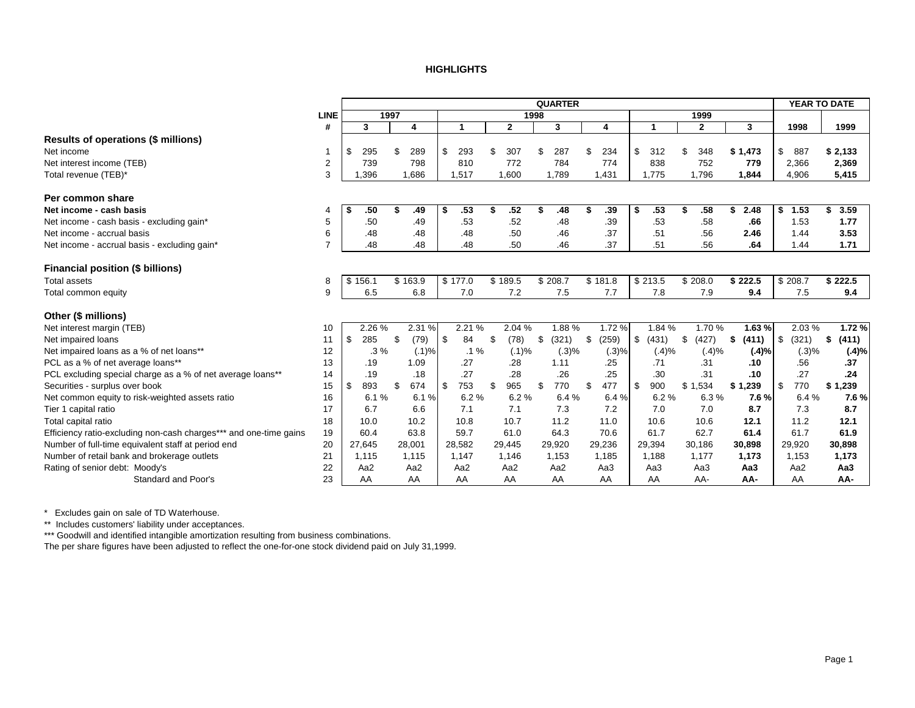## HIGHLIGHTS

| | LINE # | QUARTER 1997 3 | 1997 4 | 1998 1 | 1998 2 | 1998 3 | 1998 4 | 1999 1 | 1999 2 | 1999 3 | YEAR TO DATE 1998 | YEAR TO DATE 1999 |
|---|---|---|---|---|---|---|---|---|---|---|---|---|
| **Results of operations ($ millions)** | | | | | | | | | | | | |
| Net income | 1 | $ 295 | $ 289 | $ 293 | $ 307 | $ 287 | $ 234 | $ 312 | $ 348 | **$ 1,473** | $ 887 | **$ 2,133** |
| Net interest income (TEB) | 2 | 739 | 798 | 810 | 772 | 784 | 774 | 838 | 752 | **779** | 2,366 | **2,369** |
| Total revenue (TEB)* | 3 | 1,396 | 1,686 | 1,517 | 1,600 | 1,789 | 1,431 | 1,775 | 1,796 | **1,844** | 4,906 | **5,415** |
| **Per common share** | | | | | | | | | | | | |
| **Net income - cash basis** | 4 | **$ .50** | **$ .49** | **$ .53** | **$ .52** | **$ .48** | **$ .39** | **$ .53** | **$ .58** | **$ 2.48** | **$ 1.53** | **$ 3.59** |
| Net income - cash basis - excluding gain* | 5 | .50 | .49 | .53 | .52 | .48 | .39 | .53 | .58 | **.66** | 1.53 | **1.77** |
| Net income - accrual basis | 6 | .48 | .48 | .48 | .50 | .46 | .37 | .51 | .56 | **2.46** | 1.44 | **3.53** |
| Net income - accrual basis - excluding gain* | 7 | .48 | .48 | .48 | .50 | .46 | .37 | .51 | .56 | **.64** | 1.44 | **1.71** |
| **Financial position ($ billions)** | | | | | | | | | | | | |
| Total assets | 8 | $ 156.1 | $ 163.9 | $ 177.0 | $ 189.5 | $ 208.7 | $ 181.8 | $ 213.5 | $ 208.0 | **$ 222.5** | $ 208.7 | **$ 222.5** |
| Total common equity | 9 | 6.5 | 6.8 | 7.0 | 7.2 | 7.5 | 7.7 | 7.8 | 7.9 | **9.4** | 7.5 | **9.4** |
| **Other ($ millions)** | | | | | | | | | | | | |
| Net interest margin (TEB) | 10 | 2.26 % | 2.31 % | 2.21 % | 2.04 % | 1.88 % | 1.72 % | 1.84 % | 1.70 % | **1.63 %** | 2.03 % | **1.72 %** |
| Net impaired loans | 11 | $ 285 | $ (79) | $ 84 | $ (78) | $ (321) | $ (259) | $ (431) | $ (427) | **$ (411)** | $ (321) | **$ (411)** |
| Net impaired loans as a % of net loans** | 12 | .3 % | (.1)% | .1 % | (.1)% | (.3)% | (.3)% | (.4)% | (.4)% | **(.4)%** | (.3)% | **(.4)%** |
| PCL as a % of net average loans** | 13 | .19 | 1.09 | .27 | .28 | 1.11 | .25 | .71 | .31 | **.10** | .56 | **.37** |
| PCL excluding special charge as a % of net average loans** | 14 | .19 | .18 | .27 | .28 | .26 | .25 | .30 | .31 | **.10** | .27 | **.24** |
| Securities - surplus over book | 15 | $ 893 | $ 674 | $ 753 | $ 965 | $ 770 | $ 477 | $ 900 | $ 1,534 | **$ 1,239** | $ 770 | **$ 1,239** |
| Net common equity to risk-weighted assets ratio | 16 | 6.1 % | 6.1 % | 6.2 % | 6.2 % | 6.4 % | 6.4 % | 6.2 % | 6.3 % | **7.6 %** | 6.4 % | **7.6 %** |
| Tier 1 capital ratio | 17 | 6.7 | 6.6 | 7.1 | 7.1 | 7.3 | 7.2 | 7.0 | 7.0 | **8.7** | 7.3 | **8.7** |
| Total capital ratio | 18 | 10.0 | 10.2 | 10.8 | 10.7 | 11.2 | 11.0 | 10.6 | 10.6 | **12.1** | 11.2 | **12.1** |
| Efficiency ratio-excluding non-cash charges*** and one-time gains | 19 | 60.4 | 63.8 | 59.7 | 61.0 | 64.3 | 70.6 | 61.7 | 62.7 | **61.4** | 61.7 | **61.9** |
| Number of full-time equivalent staff at period end | 20 | 27,645 | 28,001 | 28,582 | 29,445 | 29,920 | 29,236 | 29,394 | 30,186 | **30,898** | 29,920 | **30,898** |
| Number of retail bank and brokerage outlets | 21 | 1,115 | 1,115 | 1,147 | 1,146 | 1,153 | 1,185 | 1,188 | 1,177 | **1,173** | 1,153 | **1,173** |
| Rating of senior debt: Moody's | 22 | Aa2 | Aa2 | Aa2 | Aa2 | Aa2 | Aa3 | Aa3 | Aa3 | **Aa3** | Aa2 | **Aa3** |
| Standard and Poor's | 23 | AA | AA | AA | AA | AA | AA | AA | AA- | **AA-** | AA | **AA-** |

\* Excludes gain on sale of TD Waterhouse.

** Includes customers' liability under acceptances.

*** Goodwill and identified intangible amortization resulting from business combinations.

The per share figures have been adjusted to reflect the one-for-one stock dividend paid on July 31,1999.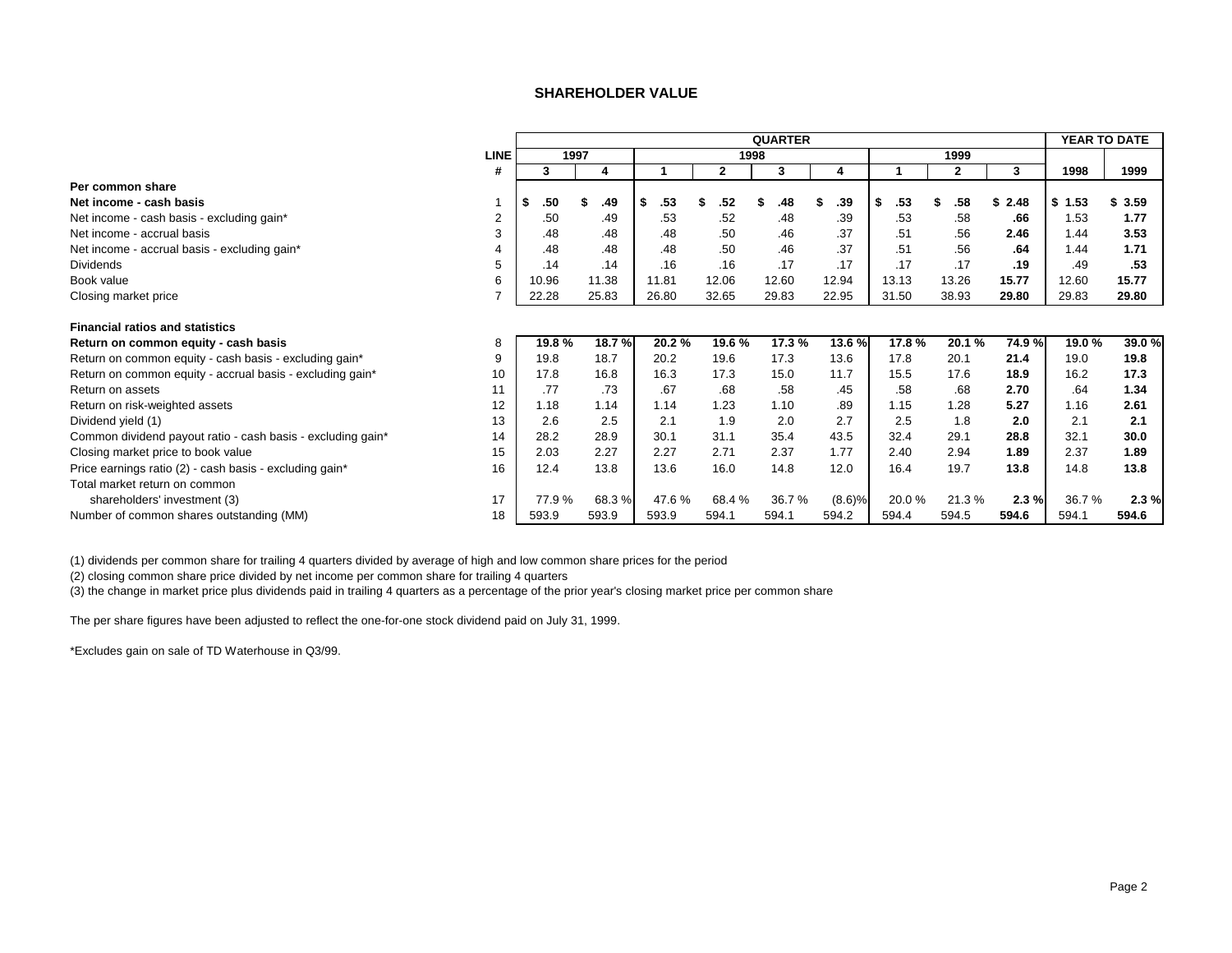## SHAREHOLDER VALUE

| | LINE | QUARTER | | | | | | | | | YEAR TO DATE | |
|---|---|---|---|---|---|---|---|---|---|---|---|---|
| | | 1997 | | 1998 | | | | 1999 | | | | |
| | # | 3 | 4 | 1 | 2 | 3 | 4 | 1 | 2 | 3 | 1998 | 1999 |
| **Per common share** | | | | | | | | | | | | |
| **Net income - cash basis** | 1 | **$ .50** | **$ .49** | **$ .53** | **$ .52** | **$ .48** | **$ .39** | **$ .53** | **$ .58** | **$ 2.48** | **$ 1.53** | **$ 3.59** |
| Net income - cash basis - excluding gain* | 2 | .50 | .49 | .53 | .52 | .48 | .39 | .53 | .58 | **.66** | 1.53 | **1.77** |
| Net income - accrual basis | 3 | .48 | .48 | .48 | .50 | .46 | .37 | .51 | .56 | **2.46** | 1.44 | **3.53** |
| Net income - accrual basis - excluding gain* | 4 | .48 | .48 | .48 | .50 | .46 | .37 | .51 | .56 | **.64** | 1.44 | **1.71** |
| Dividends | 5 | .14 | .14 | .16 | .16 | .17 | .17 | .17 | .17 | **.19** | .49 | **.53** |
| Book value | 6 | 10.96 | 11.38 | 11.81 | 12.06 | 12.60 | 12.94 | 13.13 | 13.26 | **15.77** | 12.60 | **15.77** |
| Closing market price | 7 | 22.28 | 25.83 | 26.80 | 32.65 | 29.83 | 22.95 | 31.50 | 38.93 | **29.80** | 29.83 | **29.80** |
| **Financial ratios and statistics** | | | | | | | | | | | | |
| **Return on common equity - cash basis** | 8 | **19.8 %** | **18.7 %** | **20.2 %** | **19.6 %** | **17.3 %** | **13.6 %** | **17.8 %** | **20.1 %** | **74.9 %** | **19.0 %** | **39.0 %** |
| Return on common equity - cash basis - excluding gain* | 9 | 19.8 | 18.7 | 20.2 | 19.6 | 17.3 | 13.6 | 17.8 | 20.1 | **21.4** | 19.0 | **19.8** |
| Return on common equity - accrual basis - excluding gain* | 10 | 17.8 | 16.8 | 16.3 | 17.3 | 15.0 | 11.7 | 15.5 | 17.6 | **18.9** | 16.2 | **17.3** |
| Return on assets | 11 | .77 | .73 | .67 | .68 | .58 | .45 | .58 | .68 | **2.70** | .64 | **1.34** |
| Return on risk-weighted assets | 12 | 1.18 | 1.14 | 1.14 | 1.23 | 1.10 | .89 | 1.15 | 1.28 | **5.27** | 1.16 | **2.61** |
| Dividend yield (1) | 13 | 2.6 | 2.5 | 2.1 | 1.9 | 2.0 | 2.7 | 2.5 | 1.8 | **2.0** | 2.1 | **2.1** |
| Common dividend payout ratio - cash basis - excluding gain* | 14 | 28.2 | 28.9 | 30.1 | 31.1 | 35.4 | 43.5 | 32.4 | 29.1 | **28.8** | 32.1 | **30.0** |
| Closing market price to book value | 15 | 2.03 | 2.27 | 2.27 | 2.71 | 2.37 | 1.77 | 2.40 | 2.94 | **1.89** | 2.37 | **1.89** |
| Price earnings ratio (2) - cash basis - excluding gain* | 16 | 12.4 | 13.8 | 13.6 | 16.0 | 14.8 | 12.0 | 16.4 | 19.7 | **13.8** | 14.8 | **13.8** |
| Total market return on common shareholders' investment (3) | 17 | 77.9 % | 68.3 % | 47.6 % | 68.4 % | 36.7 % | (8.6)% | 20.0 % | 21.3 % | **2.3 %** | 36.7 % | **2.3 %** |
| Number of common shares outstanding (MM) | 18 | 593.9 | 593.9 | 593.9 | 594.1 | 594.1 | 594.2 | 594.4 | 594.5 | **594.6** | 594.1 | **594.6** |

(1) dividends per common share for trailing 4 quarters divided by average of high and low common share prices for the period
(2) closing common share price divided by net income per common share for trailing 4 quarters
(3) the change in market price plus dividends paid in trailing 4 quarters as a percentage of the prior year's closing market price per common share

The per share figures have been adjusted to reflect the one-for-one stock dividend paid on July 31, 1999.

*Excludes gain on sale of TD Waterhouse in Q3/99.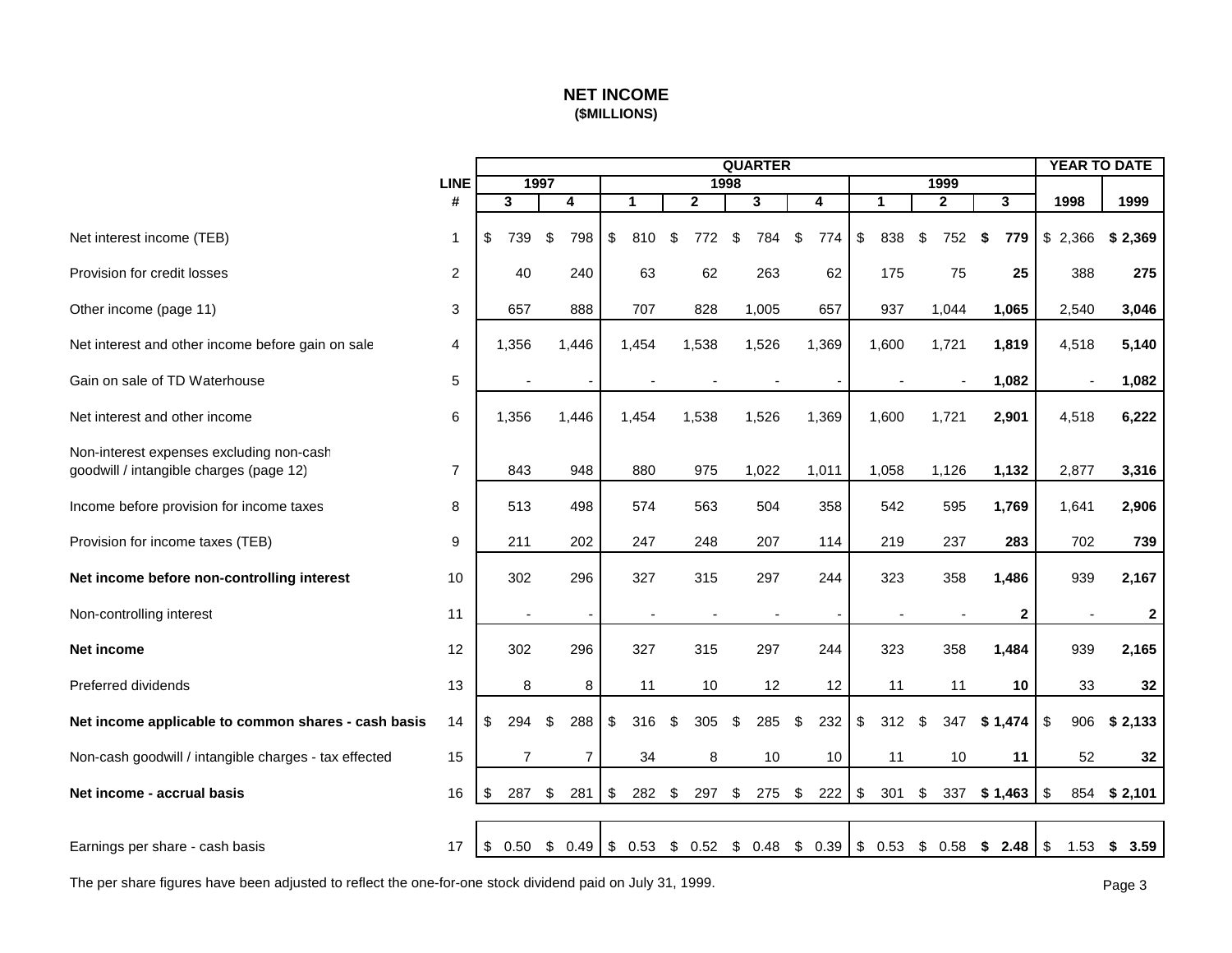# NET INCOME
### ($MILLIONS)

| | LINE | QUARTER | | | | | | | | | YEAR TO DATE | |
|---|---|---|---|---|---|---|---|---|---|---|---|---|
| | | 1997 | | 1998 | | | | 1999 | | | | |
| | # | 3 | 4 | 1 | 2 | 3 | 4 | 1 | 2 | 3 | 1998 | 1999 |
| Net interest income (TEB) | 1 | $ 739 | $ 798 | $ 810 | $ 772 | $ 784 | $ 774 | $ 838 | $ 752 | **$ 779** | $ 2,366 | **$ 2,369** |
| Provision for credit losses | 2 | 40 | 240 | 63 | 62 | 263 | 62 | 175 | 75 | **25** | 388 | **275** |
| Other income (page 11) | 3 | 657 | 888 | 707 | 828 | 1,005 | 657 | 937 | 1,044 | **1,065** | 2,540 | **3,046** |
| Net interest and other income before gain on sale | 4 | 1,356 | 1,446 | 1,454 | 1,538 | 1,526 | 1,369 | 1,600 | 1,721 | **1,819** | 4,518 | **5,140** |
| Gain on sale of TD Waterhouse | 5 | - | - | - | - | - | - | - | - | **1,082** | - | **1,082** |
| Net interest and other income | 6 | 1,356 | 1,446 | 1,454 | 1,538 | 1,526 | 1,369 | 1,600 | 1,721 | **2,901** | 4,518 | **6,222** |
| Non-interest expenses excluding non-cash goodwill / intangible charges (page 12) | 7 | 843 | 948 | 880 | 975 | 1,022 | 1,011 | 1,058 | 1,126 | **1,132** | 2,877 | **3,316** |
| Income before provision for income taxes | 8 | 513 | 498 | 574 | 563 | 504 | 358 | 542 | 595 | **1,769** | 1,641 | **2,906** |
| Provision for income taxes (TEB) | 9 | 211 | 202 | 247 | 248 | 207 | 114 | 219 | 237 | **283** | 702 | **739** |
| **Net income before non-controlling interest** | 10 | 302 | 296 | 327 | 315 | 297 | 244 | 323 | 358 | **1,486** | 939 | **2,167** |
| Non-controlling interest | 11 | - | - | - | - | - | - | - | - | **2** | - | **2** |
| **Net income** | 12 | 302 | 296 | 327 | 315 | 297 | 244 | 323 | 358 | **1,484** | 939 | **2,165** |
| Preferred dividends | 13 | 8 | 8 | 11 | 10 | 12 | 12 | 11 | 11 | **10** | 33 | **32** |
| **Net income applicable to common shares - cash basis** | 14 | $ 294 | $ 288 | $ 316 | $ 305 | $ 285 | $ 232 | $ 312 | $ 347 | **$ 1,474** | $ 906 | **$ 2,133** |
| Non-cash goodwill / intangible charges - tax effected | 15 | 7 | 7 | 34 | 8 | 10 | 10 | 11 | 10 | **11** | 52 | **32** |
| **Net income - accrual basis** | 16 | $ 287 | $ 281 | $ 282 | $ 297 | $ 275 | $ 222 | $ 301 | $ 337 | **$ 1,463** | $ 854 | **$ 2,101** |
| Earnings per share - cash basis | 17 | $ 0.50 | $ 0.49 | $ 0.53 | $ 0.52 | $ 0.48 | $ 0.39 | $ 0.53 | $ 0.58 | **$ 2.48** | $ 1.53 | **$ 3.59** |

The per share figures have been adjusted to reflect the one-for-one stock dividend paid on July 31, 1999.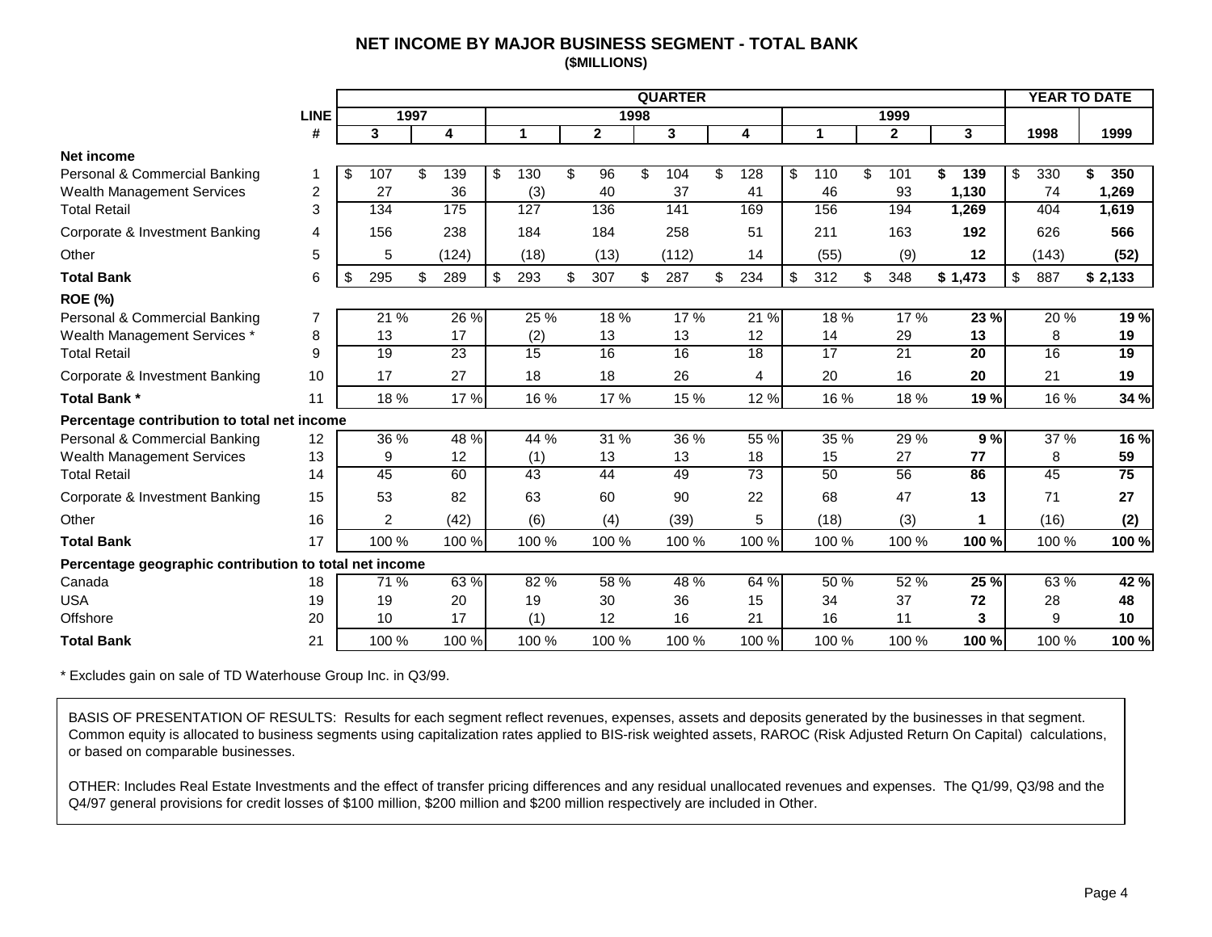# NET INCOME BY MAJOR BUSINESS SEGMENT - TOTAL BANK
**($MILLIONS)**

| | LINE | QUARTER | | | | | | | | | YEAR TO DATE | |
|---|---|---|---|---|---|---|---|---|---|---|---|---|
| | | 1997 | | 1998 | | | | 1999 | | | | |
| | # | 3 | 4 | 1 | 2 | 3 | 4 | 1 | 2 | 3 | 1998 | 1999 |
| **Net income** | | | | | | | | | | | | |
| Personal & Commercial Banking | 1 | $ 107 | $ 139 | $ 130 | $ 96 | $ 104 | $ 128 | $ 110 | $ 101 | **$ 139** | $ 330 | **$ 350** |
| Wealth Management Services | 2 | 27 | 36 | (3) | 40 | 37 | 41 | 46 | 93 | **1,130** | 74 | **1,269** |
| Total Retail | 3 | 134 | 175 | 127 | 136 | 141 | 169 | 156 | 194 | **1,269** | 404 | **1,619** |
| Corporate & Investment Banking | 4 | 156 | 238 | 184 | 184 | 258 | 51 | 211 | 163 | **192** | 626 | **566** |
| Other | 5 | 5 | (124) | (18) | (13) | (112) | 14 | (55) | (9) | **12** | (143) | **(52)** |
| **Total Bank** | 6 | $ 295 | $ 289 | $ 293 | $ 307 | $ 287 | $ 234 | $ 312 | $ 348 | **$ 1,473** | $ 887 | **$ 2,133** |
| **ROE (%)** | | | | | | | | | | | | |
| Personal & Commercial Banking | 7 | 21 % | 26 % | 25 % | 18 % | 17 % | 21 % | 18 % | 17 % | **23 %** | 20 % | **19 %** |
| Wealth Management Services * | 8 | 13 | 17 | (2) | 13 | 13 | 12 | 14 | 29 | **13** | 8 | **19** |
| Total Retail | 9 | 19 | 23 | 15 | 16 | 16 | 18 | 17 | 21 | **20** | 16 | **19** |
| Corporate & Investment Banking | 10 | 17 | 27 | 18 | 18 | 26 | 4 | 20 | 16 | **20** | 21 | **19** |
| **Total Bank *** | 11 | 18 % | 17 % | 16 % | 17 % | 15 % | 12 % | 16 % | 18 % | **19 %** | 16 % | **34 %** |
| **Percentage contribution to total net income** | | | | | | | | | | | | |
| Personal & Commercial Banking | 12 | 36 % | 48 % | 44 % | 31 % | 36 % | 55 % | 35 % | 29 % | **9 %** | 37 % | **16 %** |
| Wealth Management Services | 13 | 9 | 12 | (1) | 13 | 13 | 18 | 15 | 27 | **77** | 8 | **59** |
| Total Retail | 14 | 45 | 60 | 43 | 44 | 49 | 73 | 50 | 56 | **86** | 45 | **75** |
| Corporate & Investment Banking | 15 | 53 | 82 | 63 | 60 | 90 | 22 | 68 | 47 | **13** | 71 | **27** |
| Other | 16 | 2 | (42) | (6) | (4) | (39) | 5 | (18) | (3) | **1** | (16) | **(2)** |
| **Total Bank** | 17 | 100 % | 100 % | 100 % | 100 % | 100 % | 100 % | 100 % | 100 % | **100 %** | 100 % | **100 %** |
| **Percentage geographic contribution to total net income** | | | | | | | | | | | | |
| Canada | 18 | 71 % | 63 % | 82 % | 58 % | 48 % | 64 % | 50 % | 52 % | **25 %** | 63 % | **42 %** |
| USA | 19 | 19 | 20 | 19 | 30 | 36 | 15 | 34 | 37 | **72** | 28 | **48** |
| Offshore | 20 | 10 | 17 | (1) | 12 | 16 | 21 | 16 | 11 | **3** | 9 | **10** |
| **Total Bank** | 21 | 100 % | 100 % | 100 % | 100 % | 100 % | 100 % | 100 % | 100 % | **100 %** | 100 % | **100 %** |

* Excludes gain on sale of TD Waterhouse Group Inc. in Q3/99.

BASIS OF PRESENTATION OF RESULTS: Results for each segment reflect revenues, expenses, assets and deposits generated by the businesses in that segment. Common equity is allocated to business segments using capitalization rates applied to BIS-risk weighted assets, RAROC (Risk Adjusted Return On Capital) calculations, or based on comparable businesses.

OTHER: Includes Real Estate Investments and the effect of transfer pricing differences and any residual unallocated revenues and expenses. The Q1/99, Q3/98 and the Q4/97 general provisions for credit losses of $100 million, $200 million and $200 million respectively are included in Other.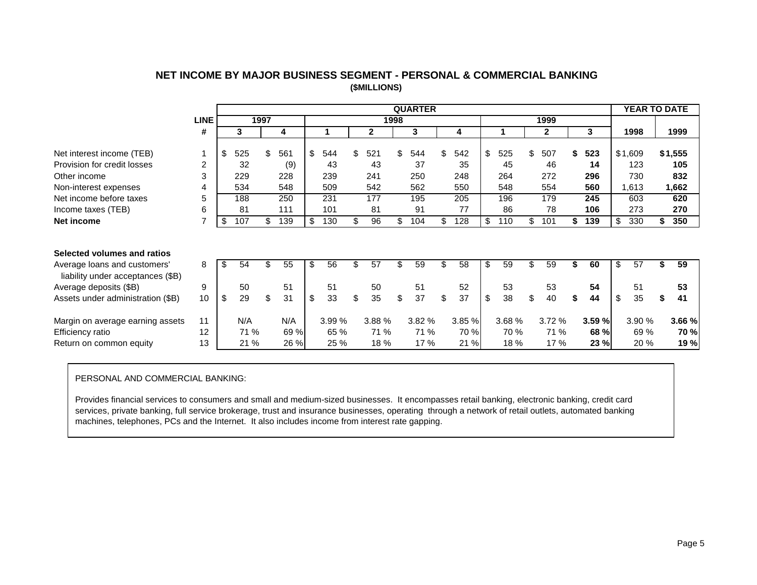## NET INCOME BY MAJOR BUSINESS SEGMENT - PERSONAL & COMMERCIAL BANKING

**($MILLIONS)**

| | LINE | QUARTER | | | | | | | | | YEAR TO DATE | |
|---|---|---|---|---|---|---|---|---|---|---|---|---|
| | | 1997 | | 1998 | | | | 1999 | | | | |
| | # | 3 | 4 | 1 | 2 | 3 | 4 | 1 | 2 | 3 | 1998 | 1999 |
| Net interest income (TEB) | 1 | $ 525 | $ 561 | $ 544 | $ 521 | $ 544 | $ 542 | $ 525 | $ 507 | **$ 523** | $ 1,609 | **$ 1,555** |
| Provision for credit losses | 2 | 32 | (9) | 43 | 43 | 37 | 35 | 45 | 46 | **14** | 123 | **105** |
| Other income | 3 | 229 | 228 | 239 | 241 | 250 | 248 | 264 | 272 | **296** | 730 | **832** |
| Non-interest expenses | 4 | 534 | 548 | 509 | 542 | 562 | 550 | 548 | 554 | **560** | 1,613 | **1,662** |
| Net income before taxes | 5 | 188 | 250 | 231 | 177 | 195 | 205 | 196 | 179 | **245** | 603 | **620** |
| Income taxes (TEB) | 6 | 81 | 111 | 101 | 81 | 91 | 77 | 86 | 78 | **106** | 273 | **270** |
| **Net income** | 7 | $ 107 | $ 139 | $ 130 | $ 96 | $ 104 | $ 128 | $ 110 | $ 101 | **$ 139** | $ 330 | **$ 350** |
| **Selected volumes and ratios** | | | | | | | | | | | | |
| Average loans and customers' liability under acceptances ($B) | 8 | $ 54 | $ 55 | $ 56 | $ 57 | $ 59 | $ 58 | $ 59 | $ 59 | **$ 60** | $ 57 | **$ 59** |
| Average deposits ($B) | 9 | 50 | 51 | 51 | 50 | 51 | 52 | 53 | 53 | **54** | 51 | **53** |
| Assets under administration ($B) | 10 | $ 29 | $ 31 | $ 33 | $ 35 | $ 37 | $ 37 | $ 38 | $ 40 | **$ 44** | $ 35 | **$ 41** |
| Margin on average earning assets | 11 | N/A | N/A | 3.99 % | 3.88 % | 3.82 % | 3.85 % | 3.68 % | 3.72 % | **3.59 %** | 3.90 % | **3.66 %** |
| Efficiency ratio | 12 | 71 % | 69 % | 65 % | 71 % | 71 % | 70 % | 70 % | 71 % | **68 %** | 69 % | **70 %** |
| Return on common equity | 13 | 21 % | 26 % | 25 % | 18 % | 17 % | 21 % | 18 % | 17 % | **23 %** | 20 % | **19 %** |

PERSONAL AND COMMERCIAL BANKING:

Provides financial services to consumers and small and medium-sized businesses. It encompasses retail banking, electronic banking, credit card services, private banking, full service brokerage, trust and insurance businesses, operating through a network of retail outlets, automated banking machines, telephones, PCs and the Internet. It also includes income from interest rate gapping.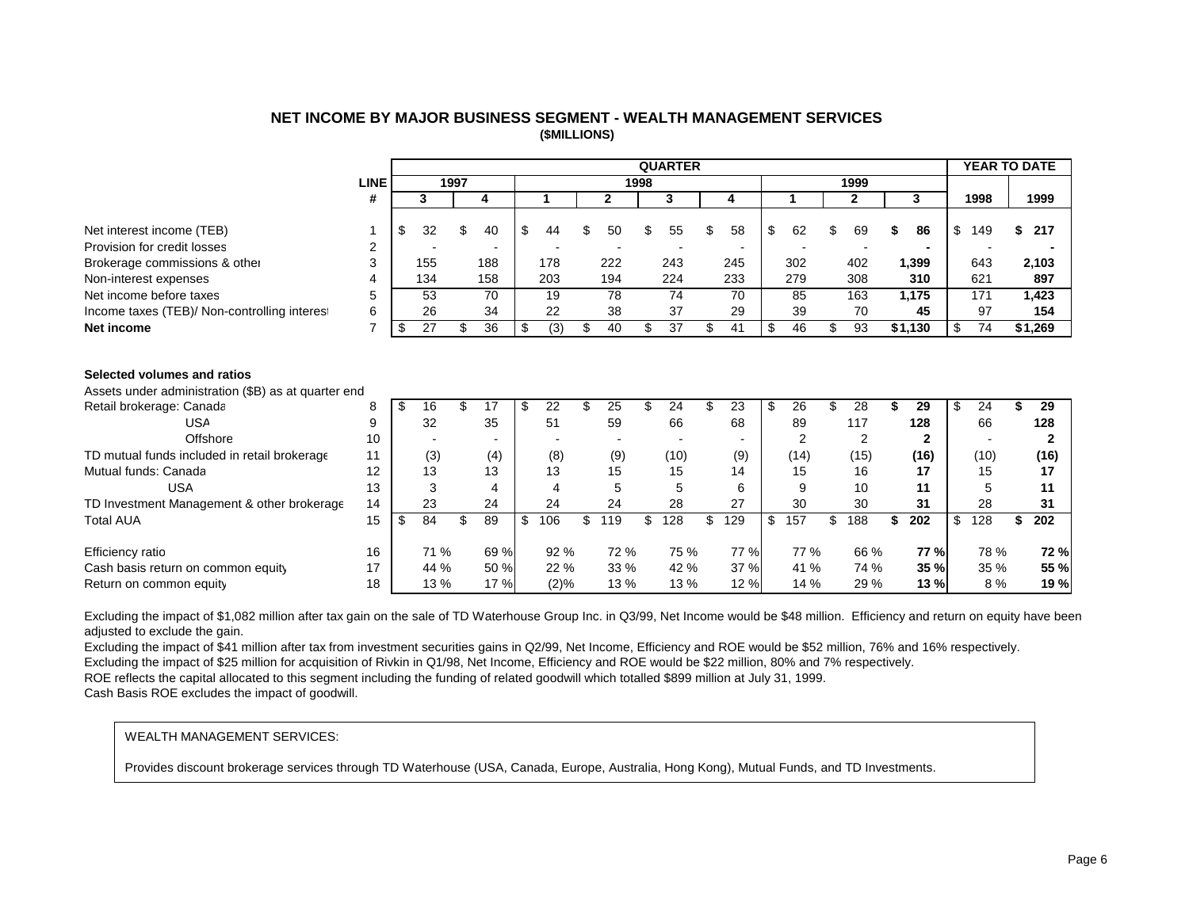# NET INCOME BY MAJOR BUSINESS SEGMENT - WEALTH MANAGEMENT SERVICES

**($MILLIONS)**

| | LINE # | QUARTER 1997 Q3 | QUARTER 1997 Q4 | QUARTER 1998 Q1 | QUARTER 1998 Q2 | QUARTER 1998 Q3 | QUARTER 1998 Q4 | QUARTER 1999 Q1 | QUARTER 1999 Q2 | QUARTER 1999 Q3 | YEAR TO DATE 1998 | YEAR TO DATE 1999 |
|---|---|---|---|---|---|---|---|---|---|---|---|---|
| Net interest income (TEB) | 1 | $ 32 | $ 40 | $ 44 | $ 50 | $ 55 | $ 58 | $ 62 | $ 69 | **$ 86** | $ 149 | **$ 217** |
| Provision for credit losses | 2 | - | - | - | - | - | - | - | - | **-** | - | **-** |
| Brokerage commissions & other | 3 | 155 | 188 | 178 | 222 | 243 | 245 | 302 | 402 | **1,399** | 643 | **2,103** |
| Non-interest expenses | 4 | 134 | 158 | 203 | 194 | 224 | 233 | 279 | 308 | **310** | 621 | **897** |
| Net income before taxes | 5 | 53 | 70 | 19 | 78 | 74 | 70 | 85 | 163 | **1,175** | 171 | **1,423** |
| Income taxes (TEB)/ Non-controlling interest | 6 | 26 | 34 | 22 | 38 | 37 | 29 | 39 | 70 | **45** | 97 | **154** |
| **Net income** | 7 | $ 27 | $ 36 | $ (3) | $ 40 | $ 37 | $ 41 | $ 46 | $ 93 | **$1,130** | $ 74 | **$1,269** |

**Selected volumes and ratios**

| Assets under administration ($B) as at quarter end | LINE # | 1997 Q3 | 1997 Q4 | 1998 Q1 | 1998 Q2 | 1998 Q3 | 1998 Q4 | 1999 Q1 | 1999 Q2 | 1999 Q3 | YTD 1998 | YTD 1999 |
|---|---|---|---|---|---|---|---|---|---|---|---|---|
| Retail brokerage: Canada | 8 | $ 16 | $ 17 | $ 22 | $ 25 | $ 24 | $ 23 | $ 26 | $ 28 | **$ 29** | $ 24 | **$ 29** |
| USA | 9 | 32 | 35 | 51 | 59 | 66 | 68 | 89 | 117 | **128** | 66 | **128** |
| Offshore | 10 | - | - | - | - | - | - | 2 | 2 | **2** | - | **2** |
| TD mutual funds included in retail brokerage | 11 | (3) | (4) | (8) | (9) | (10) | (9) | (14) | (15) | **(16)** | (10) | **(16)** |
| Mutual funds: Canada | 12 | 13 | 13 | 13 | 15 | 15 | 14 | 15 | 16 | **17** | 15 | **17** |
| USA | 13 | 3 | 4 | 4 | 5 | 5 | 6 | 9 | 10 | **11** | 5 | **11** |
| TD Investment Management & other brokerage | 14 | 23 | 24 | 24 | 24 | 28 | 27 | 30 | 30 | **31** | 28 | **31** |
| Total AUA | 15 | $ 84 | $ 89 | $ 106 | $ 119 | $ 128 | $ 129 | $ 157 | $ 188 | **$ 202** | $ 128 | **$ 202** |
| Efficiency ratio | 16 | 71 % | 69 % | 92 % | 72 % | 75 % | 77 % | 77 % | 66 % | **77 %** | 78 % | **72 %** |
| Cash basis return on common equity | 17 | 44 % | 50 % | 22 % | 33 % | 42 % | 37 % | 41 % | 74 % | **35 %** | 35 % | **55 %** |
| Return on common equity | 18 | 13 % | 17 % | (2)% | 13 % | 13 % | 12 % | 14 % | 29 % | **13 %** | 8 % | **19 %** |

Excluding the impact of $1,082 million after tax gain on the sale of TD Waterhouse Group Inc. in Q3/99, Net Income would be $48 million. Efficiency and return on equity have been adjusted to exclude the gain.

Excluding the impact of $41 million after tax from investment securities gains in Q2/99, Net Income, Efficiency and ROE would be $52 million, 76% and 16% respectively.

Excluding the impact of $25 million for acquisition of Rivkin in Q1/98, Net Income, Efficiency and ROE would be $22 million, 80% and 7% respectively.

ROE reflects the capital allocated to this segment including the funding of related goodwill which totalled $899 million at July 31, 1999.

Cash Basis ROE excludes the impact of goodwill.

WEALTH MANAGEMENT SERVICES:

Provides discount brokerage services through TD Waterhouse (USA, Canada, Europe, Australia, Hong Kong), Mutual Funds, and TD Investments.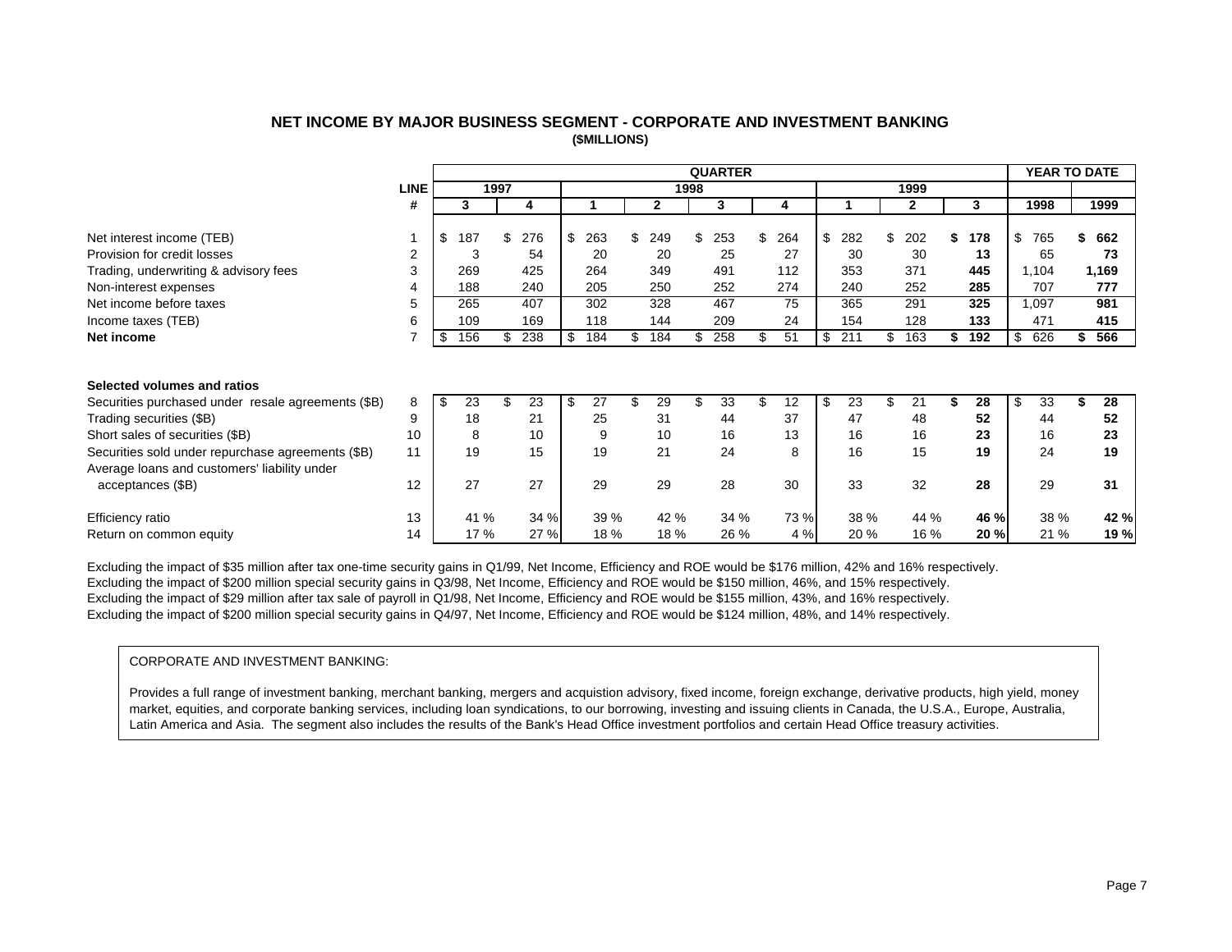## NET INCOME BY MAJOR BUSINESS SEGMENT - CORPORATE AND INVESTMENT BANKING
**($MILLIONS)**

| | LINE | QUARTER | | | | | | | | | YEAR TO DATE | |
|---|---|---|---|---|---|---|---|---|---|---|---|---|
| | | 1997 | | 1998 | | | | 1999 | | | | |
| | # | 3 | 4 | 1 | 2 | 3 | 4 | 1 | 2 | 3 | 1998 | 1999 |
| Net interest income (TEB) | 1 | $ 187 | $ 276 | $ 263 | $ 249 | $ 253 | $ 264 | $ 282 | $ 202 | **$ 178** | $ 765 | **$ 662** |
| Provision for credit losses | 2 | 3 | 54 | 20 | 20 | 25 | 27 | 30 | 30 | **13** | 65 | **73** |
| Trading, underwriting & advisory fees | 3 | 269 | 425 | 264 | 349 | 491 | 112 | 353 | 371 | **445** | 1,104 | **1,169** |
| Non-interest expenses | 4 | 188 | 240 | 205 | 250 | 252 | 274 | 240 | 252 | **285** | 707 | **777** |
| Net income before taxes | 5 | 265 | 407 | 302 | 328 | 467 | 75 | 365 | 291 | **325** | 1,097 | **981** |
| Income taxes (TEB) | 6 | 109 | 169 | 118 | 144 | 209 | 24 | 154 | 128 | **133** | 471 | **415** |
| **Net income** | 7 | $ 156 | $ 238 | $ 184 | $ 184 | $ 258 | $ 51 | $ 211 | $ 163 | **$ 192** | $ 626 | **$ 566** |
| **Selected volumes and ratios** | | | | | | | | | | | | |
| Securities purchased under resale agreements ($B) | 8 | $ 23 | $ 23 | $ 27 | $ 29 | $ 33 | $ 12 | $ 23 | $ 21 | **$ 28** | $ 33 | **$ 28** |
| Trading securities ($B) | 9 | 18 | 21 | 25 | 31 | 44 | 37 | 47 | 48 | **52** | 44 | **52** |
| Short sales of securities ($B) | 10 | 8 | 10 | 9 | 10 | 16 | 13 | 16 | 16 | **23** | 16 | **23** |
| Securities sold under repurchase agreements ($B) | 11 | 19 | 15 | 19 | 21 | 24 | 8 | 16 | 15 | **19** | 24 | **19** |
| Average loans and customers' liability under acceptances ($B) | 12 | 27 | 27 | 29 | 29 | 28 | 30 | 33 | 32 | **28** | 29 | **31** |
| Efficiency ratio | 13 | 41 % | 34 % | 39 % | 42 % | 34 % | 73 % | 38 % | 44 % | **46 %** | 38 % | **42 %** |
| Return on common equity | 14 | 17 % | 27 % | 18 % | 18 % | 26 % | 4 % | 20 % | 16 % | **20 %** | 21 % | **19 %** |

Excluding the impact of $35 million after tax one-time security gains in Q1/99, Net Income, Efficiency and ROE would be $176 million, 42% and 16% respectively.
Excluding the impact of $200 million special security gains in Q3/98, Net Income, Efficiency and ROE would be $150 million, 46%, and 15% respectively.
Excluding the impact of $29 million after tax sale of payroll in Q1/98, Net Income, Efficiency and ROE would be $155 million, 43%, and 16% respectively.
Excluding the impact of $200 million special security gains in Q4/97, Net Income, Efficiency and ROE would be $124 million, 48%, and 14% respectively.

CORPORATE AND INVESTMENT BANKING:

Provides a full range of investment banking, merchant banking, mergers and acquistion advisory, fixed income, foreign exchange, derivative products, high yield, money market, equities, and corporate banking services, including loan syndications, to our borrowing, investing and issuing clients in Canada, the U.S.A., Europe, Australia, Latin America and Asia. The segment also includes the results of the Bank's Head Office investment portfolios and certain Head Office treasury activities.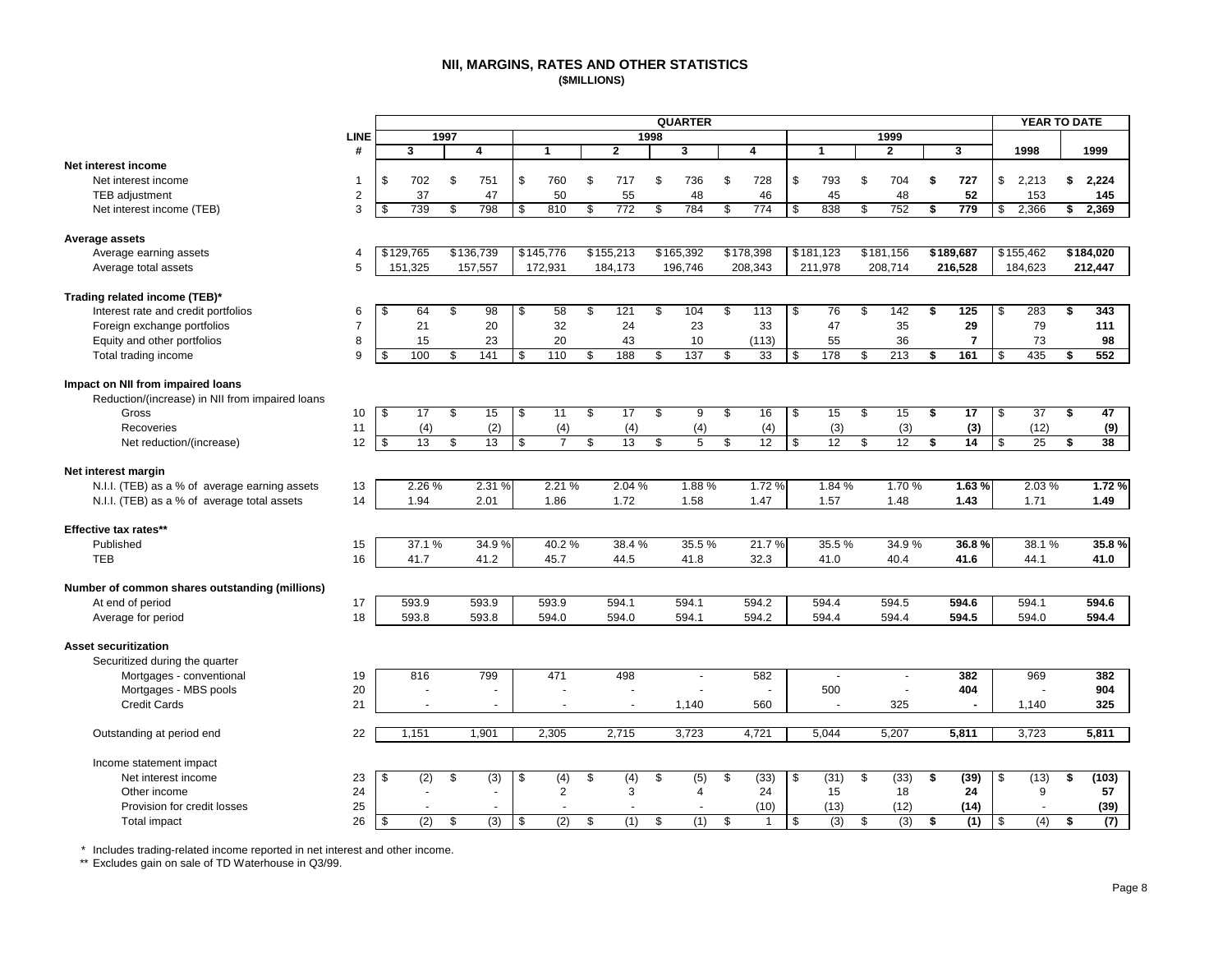# NII, MARGINS, RATES AND OTHER STATISTICS
**($MILLIONS)**

| | LINE # | QUARTER 1997 Q3 | 1997 Q4 | 1998 Q1 | 1998 Q2 | 1998 Q3 | 1998 Q4 | 1999 Q1 | 1999 Q2 | 1999 Q3 | YEAR TO DATE 1998 | YEAR TO DATE 1999 |
|---|---|---|---|---|---|---|---|---|---|---|---|---|
| **Net interest income** | | | | | | | | | | | | |
| Net interest income | 1 | $ 702 | $ 751 | $ 760 | $ 717 | $ 736 | $ 728 | $ 793 | $ 704 | **$ 727** | $ 2,213 | **$ 2,224** |
| TEB adjustment | 2 | 37 | 47 | 50 | 55 | 48 | 46 | 45 | 48 | **52** | 153 | **145** |
| Net interest income (TEB) | 3 | $ 739 | $ 798 | $ 810 | $ 772 | $ 784 | $ 774 | $ 838 | $ 752 | **$ 779** | $ 2,366 | **$ 2,369** |
| **Average assets** | | | | | | | | | | | | |
| Average earning assets | 4 | $129,765 | $136,739 | $145,776 | $155,213 | $165,392 | $178,398 | $181,123 | $181,156 | **$189,687** | $155,462 | **$184,020** |
| Average total assets | 5 | 151,325 | 157,557 | 172,931 | 184,173 | 196,746 | 208,343 | 211,978 | 208,714 | **216,528** | 184,623 | **212,447** |
| **Trading related income (TEB)*** | | | | | | | | | | | | |
| Interest rate and credit portfolios | 6 | $ 64 | $ 98 | $ 58 | $ 121 | $ 104 | $ 113 | $ 76 | $ 142 | **$ 125** | $ 283 | **$ 343** |
| Foreign exchange portfolios | 7 | 21 | 20 | 32 | 24 | 23 | 33 | 47 | 35 | **29** | 79 | **111** |
| Equity and other portfolios | 8 | 15 | 23 | 20 | 43 | 10 | (113) | 55 | 36 | **7** | 73 | **98** |
| Total trading income | 9 | $ 100 | $ 141 | $ 110 | $ 188 | $ 137 | $ 33 | $ 178 | $ 213 | **$ 161** | $ 435 | **$ 552** |
| **Impact on NII from impaired loans** | | | | | | | | | | | | |
| Reduction/(increase) in NII from impaired loans | | | | | | | | | | | | |
| Gross | 10 | $ 17 | $ 15 | $ 11 | $ 17 | $ 9 | $ 16 | $ 15 | $ 15 | **$ 17** | $ 37 | **$ 47** |
| Recoveries | 11 | (4) | (2) | (4) | (4) | (4) | (4) | (3) | (3) | **(3)** | (12) | **(9)** |
| Net reduction/(increase) | 12 | $ 13 | $ 13 | $ 7 | $ 13 | $ 5 | $ 12 | $ 12 | $ 12 | **$ 14** | $ 25 | **$ 38** |
| **Net interest margin** | | | | | | | | | | | | |
| N.I.I. (TEB) as a % of average earning assets | 13 | 2.26 % | 2.31 % | 2.21 % | 2.04 % | 1.88 % | 1.72 % | 1.84 % | 1.70 % | **1.63 %** | 2.03 % | **1.72 %** |
| N.I.I. (TEB) as a % of average total assets | 14 | 1.94 | 2.01 | 1.86 | 1.72 | 1.58 | 1.47 | 1.57 | 1.48 | **1.43** | 1.71 | **1.49** |
| **Effective tax rates**** | | | | | | | | | | | | |
| Published | 15 | 37.1 % | 34.9 % | 40.2 % | 38.4 % | 35.5 % | 21.7 % | 35.5 % | 34.9 % | **36.8 %** | 38.1 % | **35.8 %** |
| TEB | 16 | 41.7 | 41.2 | 45.7 | 44.5 | 41.8 | 32.3 | 41.0 | 40.4 | **41.6** | 44.1 | **41.0** |
| **Number of common shares outstanding (millions)** | | | | | | | | | | | | |
| At end of period | 17 | 593.9 | 593.9 | 593.9 | 594.1 | 594.1 | 594.2 | 594.4 | 594.5 | **594.6** | 594.1 | **594.6** |
| Average for period | 18 | 593.8 | 593.8 | 594.0 | 594.0 | 594.1 | 594.2 | 594.4 | 594.4 | **594.5** | 594.0 | **594.4** |
| **Asset securitization** | | | | | | | | | | | | |
| Securitized during the quarter | | | | | | | | | | | | |
| Mortgages - conventional | 19 | 816 | 799 | 471 | 498 | - | 582 | - | - | **382** | 969 | **382** |
| Mortgages - MBS pools | 20 | - | - | - | - | - | - | 500 | - | **404** | - | **904** |
| Credit Cards | 21 | - | - | - | - | 1,140 | 560 | - | 325 | **-** | 1,140 | **325** |
| Outstanding at period end | 22 | 1,151 | 1,901 | 2,305 | 2,715 | 3,723 | 4,721 | 5,044 | 5,207 | **5,811** | 3,723 | **5,811** |
| Income statement impact | | | | | | | | | | | | |
| Net interest income | 23 | $ (2) | $ (3) | $ (4) | $ (4) | $ (5) | $ (33) | $ (31) | $ (33) | **$ (39)** | $ (13) | **$ (103)** |
| Other income | 24 | - | - | 2 | 3 | 4 | 24 | 15 | 18 | **24** | 9 | **57** |
| Provision for credit losses | 25 | - | - | - | - | - | (10) | (13) | (12) | **(14)** | - | **(39)** |
| Total impact | 26 | $ (2) | $ (3) | $ (2) | $ (1) | $ (1) | $ 1 | $ (3) | $ (3) | **$ (1)** | $ (4) | **$ (7)** |

\* Includes trading-related income reported in net interest and other income.
\** Excludes gain on sale of TD Waterhouse in Q3/99.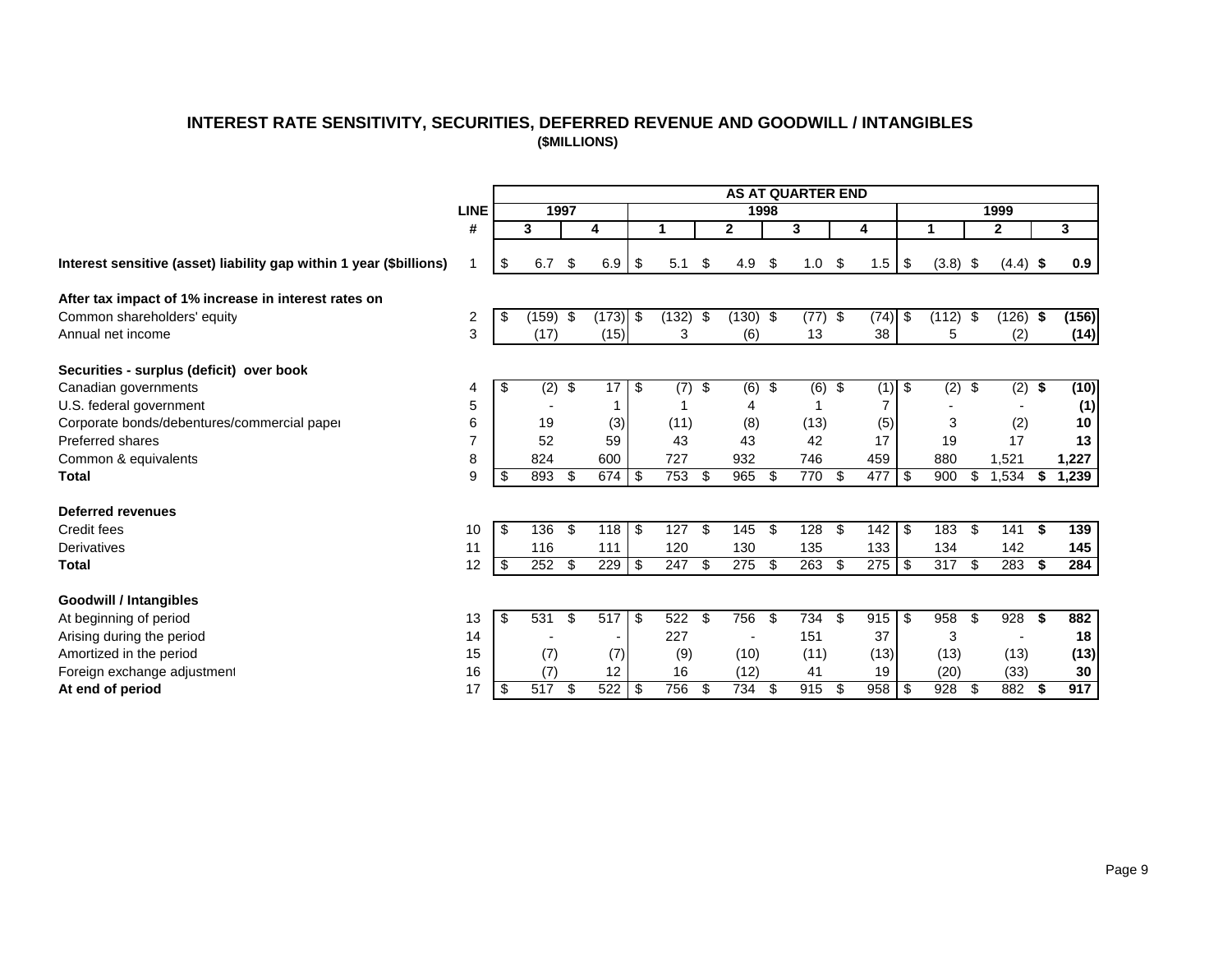## INTEREST RATE SENSITIVITY, SECURITIES, DEFERRED REVENUE AND GOODWILL / INTANGIBLES
**($MILLIONS)**

| | LINE # | 1997 Q3 | 1997 Q4 | 1998 Q1 | 1998 Q2 | 1998 Q3 | 1998 Q4 | 1999 Q1 | 1999 Q2 | 1999 Q3 |
|---|---|---|---|---|---|---|---|---|---|---|
| | | **AS AT QUARTER END** | | | | | | | | |
| **Interest sensitive (asset) liability gap within 1 year ($billions)** | 1 | $ 6.7 | $ 6.9 | $ 5.1 | $ 4.9 | $ 1.0 | $ 1.5 | $ (3.8) | $ (4.4) | **$ 0.9** |
| **After tax impact of 1% increase in interest rates on** | | | | | | | | | | |
| Common shareholders' equity | 2 | $ (159) | $ (173) | $ (132) | $ (130) | $ (77) | $ (74) | $ (112) | $ (126) | **$ (156)** |
| Annual net income | 3 | (17) | (15) | 3 | (6) | 13 | 38 | 5 | (2) | **(14)** |
| **Securities - surplus (deficit) over book** | | | | | | | | | | |
| Canadian governments | 4 | $ (2) | $ 17 | $ (7) | $ (6) | $ (6) | $ (1) | $ (2) | $ (2) | **$ (10)** |
| U.S. federal government | 5 | - | 1 | 1 | 4 | 1 | 7 | - | - | **(1)** |
| Corporate bonds/debentures/commercial paper | 6 | 19 | (3) | (11) | (8) | (13) | (5) | 3 | (2) | **10** |
| Preferred shares | 7 | 52 | 59 | 43 | 43 | 42 | 17 | 19 | 17 | **13** |
| Common & equivalents | 8 | 824 | 600 | 727 | 932 | 746 | 459 | 880 | 1,521 | **1,227** |
| **Total** | 9 | $ 893 | $ 674 | $ 753 | $ 965 | $ 770 | $ 477 | $ 900 | $ 1,534 | **$ 1,239** |
| **Deferred revenues** | | | | | | | | | | |
| Credit fees | 10 | $ 136 | $ 118 | $ 127 | $ 145 | $ 128 | $ 142 | $ 183 | $ 141 | **$ 139** |
| Derivatives | 11 | 116 | 111 | 120 | 130 | 135 | 133 | 134 | 142 | **145** |
| **Total** | 12 | $ 252 | $ 229 | $ 247 | $ 275 | $ 263 | $ 275 | $ 317 | $ 283 | **$ 284** |
| **Goodwill / Intangibles** | | | | | | | | | | |
| At beginning of period | 13 | $ 531 | $ 517 | $ 522 | $ 756 | $ 734 | $ 915 | $ 958 | $ 928 | **$ 882** |
| Arising during the period | 14 | - | - | 227 | - | 151 | 37 | 3 | - | **18** |
| Amortized in the period | 15 | (7) | (7) | (9) | (10) | (11) | (13) | (13) | (13) | **(13)** |
| Foreign exchange adjustment | 16 | (7) | 12 | 16 | (12) | 41 | 19 | (20) | (33) | **30** |
| **At end of period** | 17 | $ 517 | $ 522 | $ 756 | $ 734 | $ 915 | $ 958 | $ 928 | $ 882 | **$ 917** |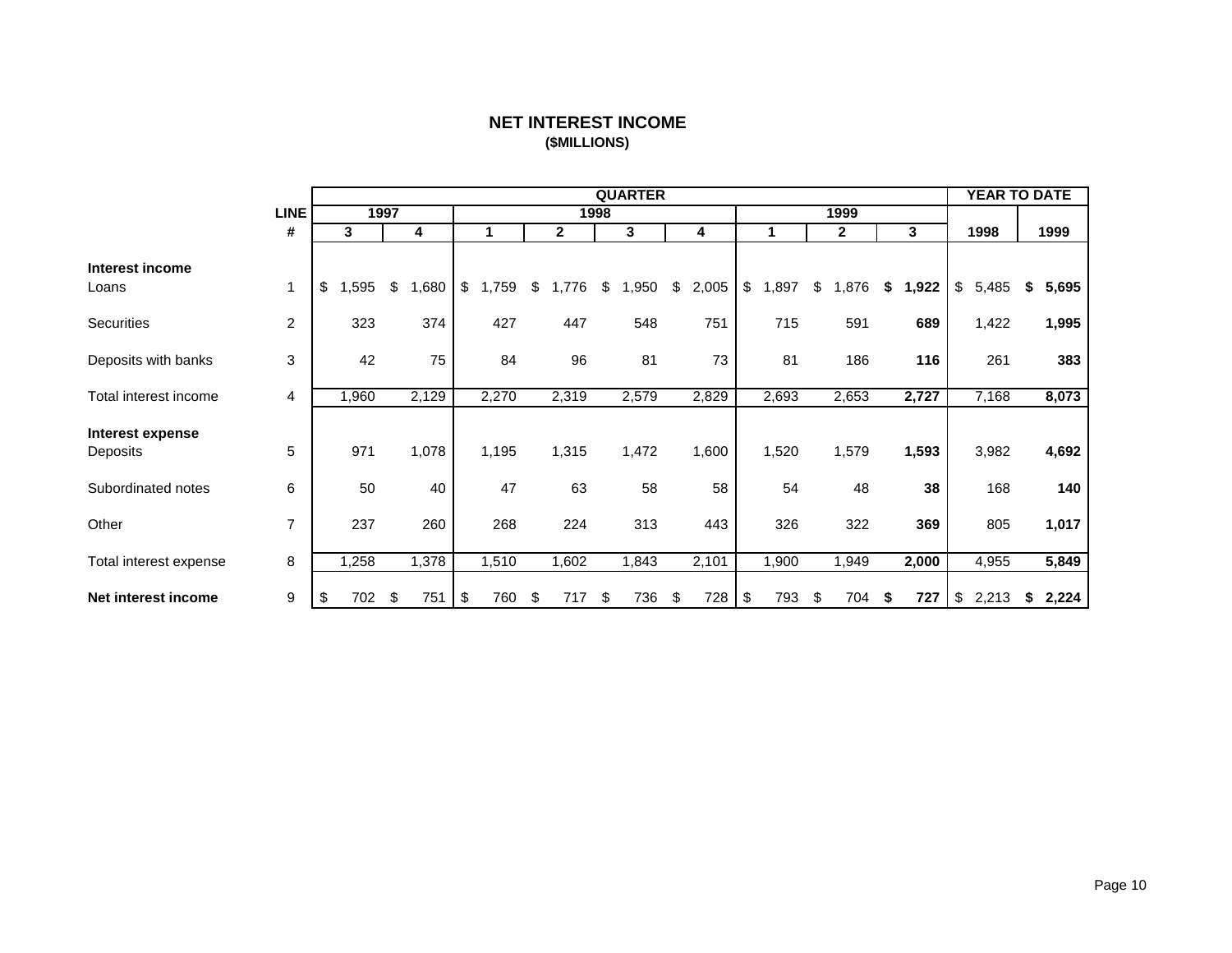# NET INTEREST INCOME
**($MILLIONS)**

| | LINE # | QUARTER 1997 3 | 1997 4 | 1998 1 | 1998 2 | 1998 3 | 1998 4 | 1999 1 | 1999 2 | 1999 3 | YEAR TO DATE 1998 | YEAR TO DATE 1999 |
|---|---|---|---|---|---|---|---|---|---|---|---|---|
| **Interest income** | | | | | | | | | | | | |
| Loans | 1 | $ 1,595 | $ 1,680 | $ 1,759 | $ 1,776 | $ 1,950 | $ 2,005 | $ 1,897 | $ 1,876 | **$ 1,922** | $ 5,485 | **$ 5,695** |
| Securities | 2 | 323 | 374 | 427 | 447 | 548 | 751 | 715 | 591 | **689** | 1,422 | **1,995** |
| Deposits with banks | 3 | 42 | 75 | 84 | 96 | 81 | 73 | 81 | 186 | **116** | 261 | **383** |
| Total interest income | 4 | 1,960 | 2,129 | 2,270 | 2,319 | 2,579 | 2,829 | 2,693 | 2,653 | **2,727** | 7,168 | **8,073** |
| **Interest expense** | | | | | | | | | | | | |
| Deposits | 5 | 971 | 1,078 | 1,195 | 1,315 | 1,472 | 1,600 | 1,520 | 1,579 | **1,593** | 3,982 | **4,692** |
| Subordinated notes | 6 | 50 | 40 | 47 | 63 | 58 | 58 | 54 | 48 | **38** | 168 | **140** |
| Other | 7 | 237 | 260 | 268 | 224 | 313 | 443 | 326 | 322 | **369** | 805 | **1,017** |
| Total interest expense | 8 | 1,258 | 1,378 | 1,510 | 1,602 | 1,843 | 2,101 | 1,900 | 1,949 | **2,000** | 4,955 | **5,849** |
| **Net interest income** | 9 | $ 702 | $ 751 | $ 760 | $ 717 | $ 736 | $ 728 | $ 793 | $ 704 | **$ 727** | $ 2,213 | **$ 2,224** |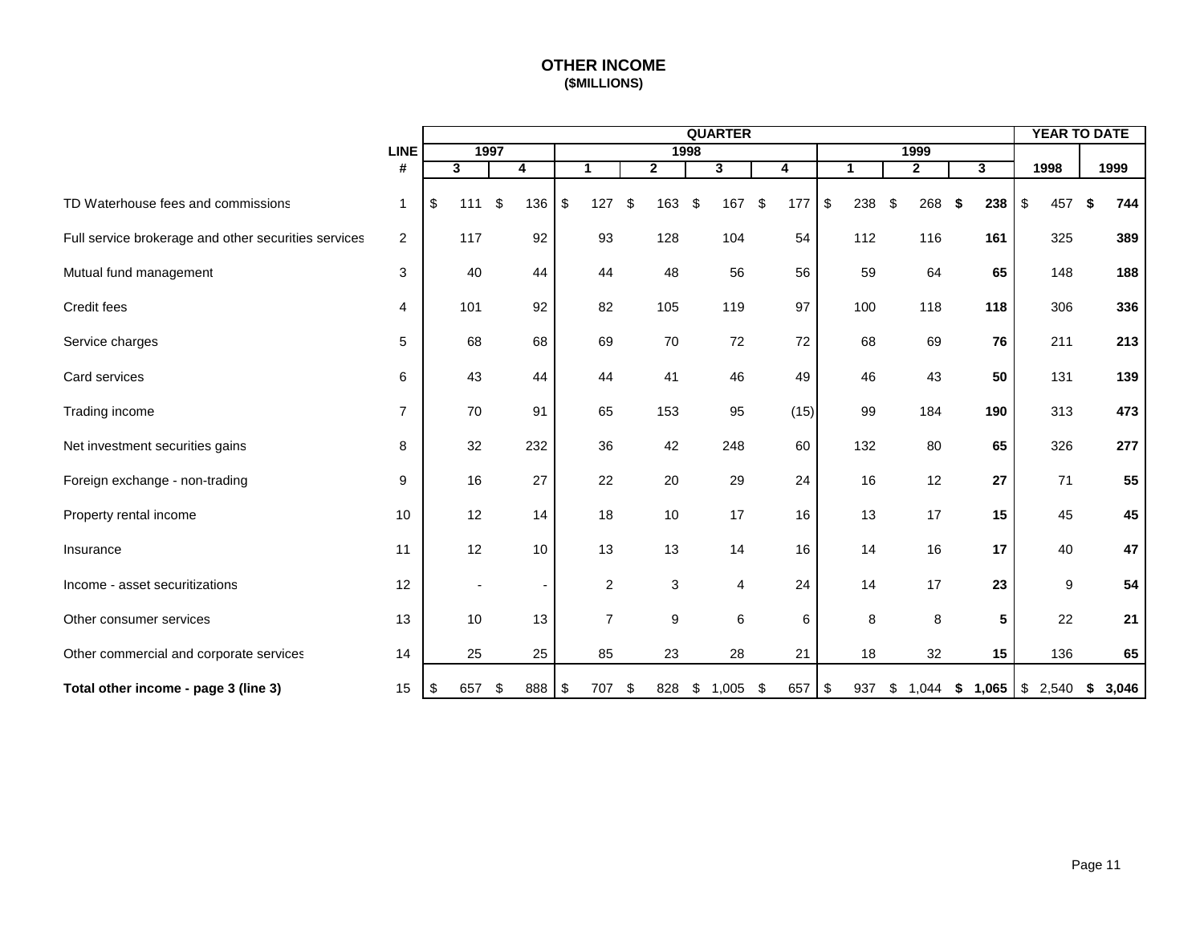# OTHER INCOME
## ($MILLIONS)

| | LINE # | QUARTER 1997 3 | 1997 4 | 1998 1 | 1998 2 | 1998 3 | 1998 4 | 1999 1 | 1999 2 | 1999 3 | YEAR TO DATE 1998 | YEAR TO DATE 1999 |
|---|---|---|---|---|---|---|---|---|---|---|---|---|
| TD Waterhouse fees and commissions | 1 | $ 111 | $ 136 | $ 127 | $ 163 | $ 167 | $ 177 | $ 238 | $ 268 | **$ 238** | $ 457 | **$ 744** |
| Full service brokerage and other securities services | 2 | 117 | 92 | 93 | 128 | 104 | 54 | 112 | 116 | **161** | 325 | **389** |
| Mutual fund management | 3 | 40 | 44 | 44 | 48 | 56 | 56 | 59 | 64 | **65** | 148 | **188** |
| Credit fees | 4 | 101 | 92 | 82 | 105 | 119 | 97 | 100 | 118 | **118** | 306 | **336** |
| Service charges | 5 | 68 | 68 | 69 | 70 | 72 | 72 | 68 | 69 | **76** | 211 | **213** |
| Card services | 6 | 43 | 44 | 44 | 41 | 46 | 49 | 46 | 43 | **50** | 131 | **139** |
| Trading income | 7 | 70 | 91 | 65 | 153 | 95 | (15) | 99 | 184 | **190** | 313 | **473** |
| Net investment securities gains | 8 | 32 | 232 | 36 | 42 | 248 | 60 | 132 | 80 | **65** | 326 | **277** |
| Foreign exchange - non-trading | 9 | 16 | 27 | 22 | 20 | 29 | 24 | 16 | 12 | **27** | 71 | **55** |
| Property rental income | 10 | 12 | 14 | 18 | 10 | 17 | 16 | 13 | 17 | **15** | 45 | **45** |
| Insurance | 11 | 12 | 10 | 13 | 13 | 14 | 16 | 14 | 16 | **17** | 40 | **47** |
| Income - asset securitizations | 12 | - | - | 2 | 3 | 4 | 24 | 14 | 17 | **23** | 9 | **54** |
| Other consumer services | 13 | 10 | 13 | 7 | 9 | 6 | 6 | 8 | 8 | **5** | 22 | **21** |
| Other commercial and corporate services | 14 | 25 | 25 | 85 | 23 | 28 | 21 | 18 | 32 | **15** | 136 | **65** |
| **Total other income - page 3 (line 3)** | 15 | $ 657 | $ 888 | $ 707 | $ 828 | $ 1,005 | $ 657 | $ 937 | $ 1,044 | **$ 1,065** | $ 2,540 | **$ 3,046** |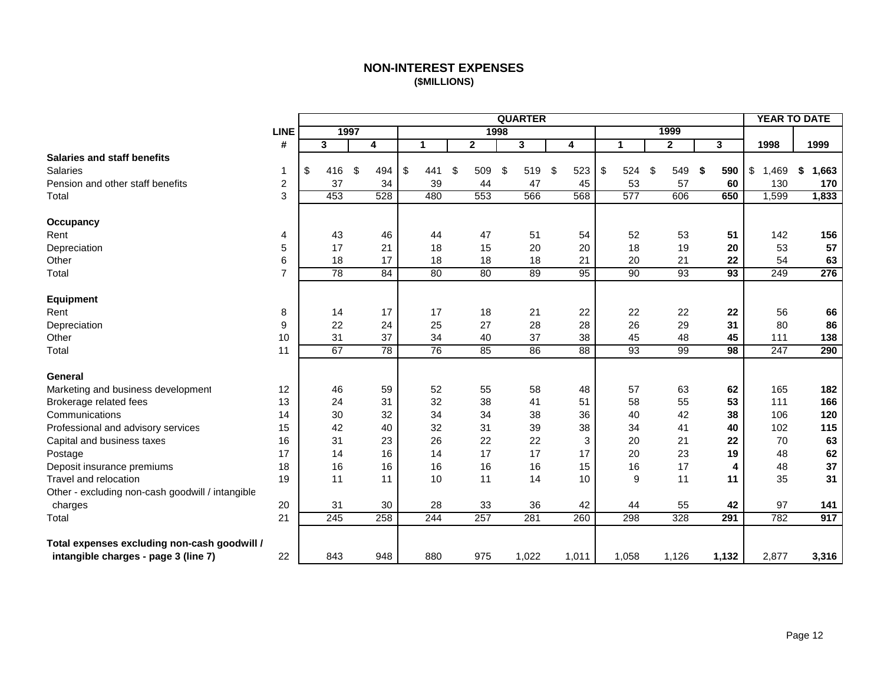## NON-INTEREST EXPENSES
### ($MILLIONS)

| | LINE # | QUARTER 1997 Q3 | 1997 Q4 | 1998 Q1 | 1998 Q2 | 1998 Q3 | 1998 Q4 | 1999 Q1 | 1999 Q2 | 1999 Q3 | YEAR TO DATE 1998 | YEAR TO DATE 1999 |
|---|---|---|---|---|---|---|---|---|---|---|---|---|
| **Salaries and staff benefits** | | | | | | | | | | | | |
| Salaries | 1 | $ 416 | $ 494 | $ 441 | $ 509 | $ 519 | $ 523 | $ 524 | $ 549 | **$ 590** | $ 1,469 | **$ 1,663** |
| Pension and other staff benefits | 2 | 37 | 34 | 39 | 44 | 47 | 45 | 53 | 57 | **60** | 130 | **170** |
| Total | 3 | 453 | 528 | 480 | 553 | 566 | 568 | 577 | 606 | **650** | 1,599 | **1,833** |
| **Occupancy** | | | | | | | | | | | | |
| Rent | 4 | 43 | 46 | 44 | 47 | 51 | 54 | 52 | 53 | **51** | 142 | **156** |
| Depreciation | 5 | 17 | 21 | 18 | 15 | 20 | 20 | 18 | 19 | **20** | 53 | **57** |
| Other | 6 | 18 | 17 | 18 | 18 | 18 | 21 | 20 | 21 | **22** | 54 | **63** |
| Total | 7 | 78 | 84 | 80 | 80 | 89 | 95 | 90 | 93 | **93** | 249 | **276** |
| **Equipment** | | | | | | | | | | | | |
| Rent | 8 | 14 | 17 | 17 | 18 | 21 | 22 | 22 | 22 | **22** | 56 | **66** |
| Depreciation | 9 | 22 | 24 | 25 | 27 | 28 | 28 | 26 | 29 | **31** | 80 | **86** |
| Other | 10 | 31 | 37 | 34 | 40 | 37 | 38 | 45 | 48 | **45** | 111 | **138** |
| Total | 11 | 67 | 78 | 76 | 85 | 86 | 88 | 93 | 99 | **98** | 247 | **290** |
| **General** | | | | | | | | | | | | |
| Marketing and business development | 12 | 46 | 59 | 52 | 55 | 58 | 48 | 57 | 63 | **62** | 165 | **182** |
| Brokerage related fees | 13 | 24 | 31 | 32 | 38 | 41 | 51 | 58 | 55 | **53** | 111 | **166** |
| Communications | 14 | 30 | 32 | 34 | 34 | 38 | 36 | 40 | 42 | **38** | 106 | **120** |
| Professional and advisory services | 15 | 42 | 40 | 32 | 31 | 39 | 38 | 34 | 41 | **40** | 102 | **115** |
| Capital and business taxes | 16 | 31 | 23 | 26 | 22 | 22 | 3 | 20 | 21 | **22** | 70 | **63** |
| Postage | 17 | 14 | 16 | 14 | 17 | 17 | 17 | 20 | 23 | **19** | 48 | **62** |
| Deposit insurance premiums | 18 | 16 | 16 | 16 | 16 | 16 | 15 | 16 | 17 | **4** | 48 | **37** |
| Travel and relocation | 19 | 11 | 11 | 10 | 11 | 14 | 10 | 9 | 11 | **11** | 35 | **31** |
| Other - excluding non-cash goodwill / intangible charges | 20 | 31 | 30 | 28 | 33 | 36 | 42 | 44 | 55 | **42** | 97 | **141** |
| Total | 21 | 245 | 258 | 244 | 257 | 281 | 260 | 298 | 328 | **291** | 782 | **917** |
| **Total expenses excluding non-cash goodwill / intangible charges - page 3 (line 7)** | 22 | 843 | 948 | 880 | 975 | 1,022 | 1,011 | 1,058 | 1,126 | **1,132** | 2,877 | **3,316** |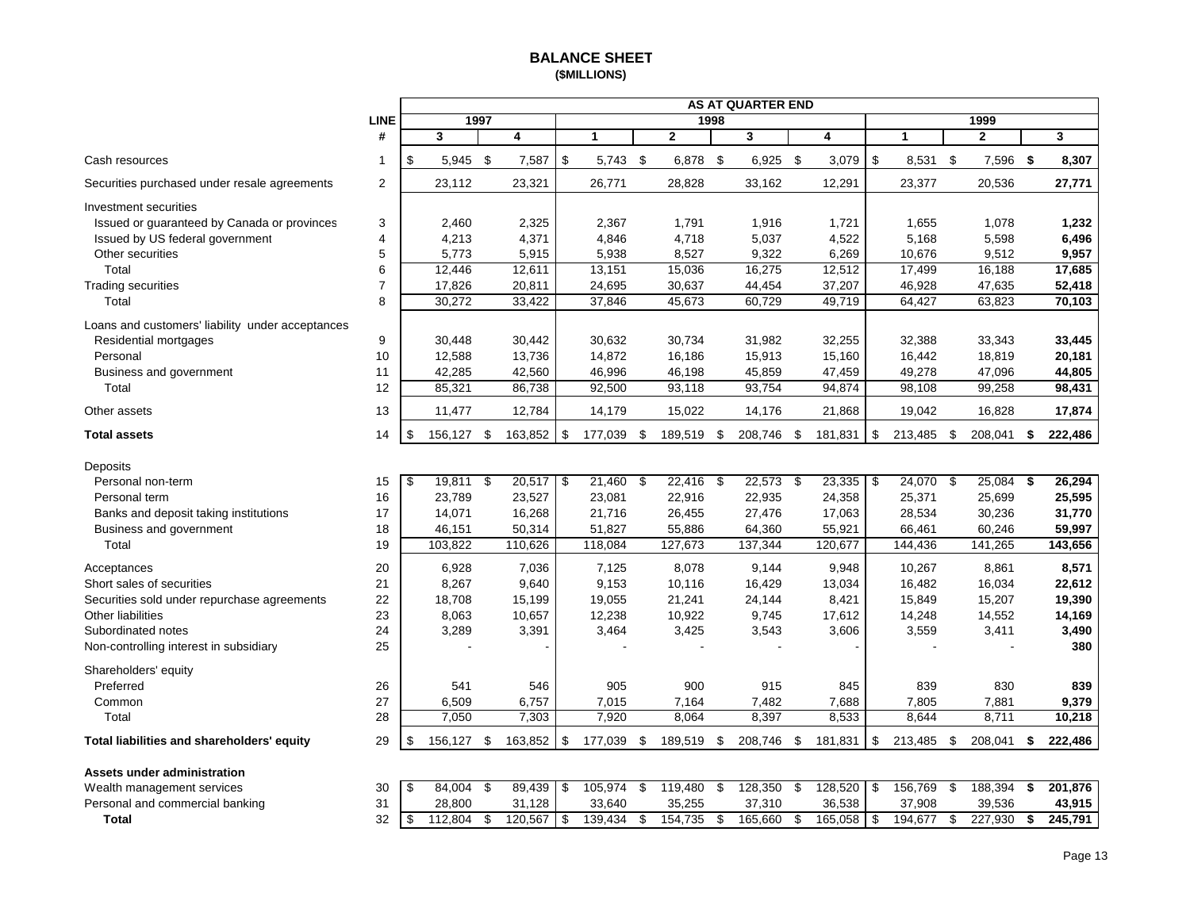# BALANCE SHEET
**($MILLIONS)**

| | LINE # | 1997 Q3 | 1997 Q4 | 1998 Q1 | 1998 Q2 | 1998 Q3 | 1998 Q4 | 1999 Q1 | 1999 Q2 | 1999 Q3 |
|---|---|---|---|---|---|---|---|---|---|---|
| | | **AS AT QUARTER END** | | | | | | | | |
| Cash resources | 1 | $ 5,945 | $ 7,587 | $ 5,743 | $ 6,878 | $ 6,925 | $ 3,079 | $ 8,531 | $ 7,596 | **$ 8,307** |
| Securities purchased under resale agreements | 2 | 23,112 | 23,321 | 26,771 | 28,828 | 33,162 | 12,291 | 23,377 | 20,536 | **27,771** |
| Investment securities | | | | | | | | | | |
| Issued or guaranteed by Canada or provinces | 3 | 2,460 | 2,325 | 2,367 | 1,791 | 1,916 | 1,721 | 1,655 | 1,078 | **1,232** |
| Issued by US federal government | 4 | 4,213 | 4,371 | 4,846 | 4,718 | 5,037 | 4,522 | 5,168 | 5,598 | **6,496** |
| Other securities | 5 | 5,773 | 5,915 | 5,938 | 8,527 | 9,322 | 6,269 | 10,676 | 9,512 | **9,957** |
| Total | 6 | 12,446 | 12,611 | 13,151 | 15,036 | 16,275 | 12,512 | 17,499 | 16,188 | **17,685** |
| Trading securities | 7 | 17,826 | 20,811 | 24,695 | 30,637 | 44,454 | 37,207 | 46,928 | 47,635 | **52,418** |
| Total | 8 | 30,272 | 33,422 | 37,846 | 45,673 | 60,729 | 49,719 | 64,427 | 63,823 | **70,103** |
| Loans and customers' liability under acceptances | | | | | | | | | | |
| Residential mortgages | 9 | 30,448 | 30,442 | 30,632 | 30,734 | 31,982 | 32,255 | 32,388 | 33,343 | **33,445** |
| Personal | 10 | 12,588 | 13,736 | 14,872 | 16,186 | 15,913 | 15,160 | 16,442 | 18,819 | **20,181** |
| Business and government | 11 | 42,285 | 42,560 | 46,996 | 46,198 | 45,859 | 47,459 | 49,278 | 47,096 | **44,805** |
| Total | 12 | 85,321 | 86,738 | 92,500 | 93,118 | 93,754 | 94,874 | 98,108 | 99,258 | **98,431** |
| Other assets | 13 | 11,477 | 12,784 | 14,179 | 15,022 | 14,176 | 21,868 | 19,042 | 16,828 | **17,874** |
| **Total assets** | 14 | $ 156,127 | $ 163,852 | $ 177,039 | $ 189,519 | $ 208,746 | $ 181,831 | $ 213,485 | $ 208,041 | **$ 222,486** |
| Deposits | | | | | | | | | | |
| Personal non-term | 15 | $ 19,811 | $ 20,517 | $ 21,460 | $ 22,416 | $ 22,573 | $ 23,335 | $ 24,070 | $ 25,084 | **$ 26,294** |
| Personal term | 16 | 23,789 | 23,527 | 23,081 | 22,916 | 22,935 | 24,358 | 25,371 | 25,699 | **25,595** |
| Banks and deposit taking institutions | 17 | 14,071 | 16,268 | 21,716 | 26,455 | 27,476 | 17,063 | 28,534 | 30,236 | **31,770** |
| Business and government | 18 | 46,151 | 50,314 | 51,827 | 55,886 | 64,360 | 55,921 | 66,461 | 60,246 | **59,997** |
| Total | 19 | 103,822 | 110,626 | 118,084 | 127,673 | 137,344 | 120,677 | 144,436 | 141,265 | **143,656** |
| Acceptances | 20 | 6,928 | 7,036 | 7,125 | 8,078 | 9,144 | 9,948 | 10,267 | 8,861 | **8,571** |
| Short sales of securities | 21 | 8,267 | 9,640 | 9,153 | 10,116 | 16,429 | 13,034 | 16,482 | 16,034 | **22,612** |
| Securities sold under repurchase agreements | 22 | 18,708 | 15,199 | 19,055 | 21,241 | 24,144 | 8,421 | 15,849 | 15,207 | **19,390** |
| Other liabilities | 23 | 8,063 | 10,657 | 12,238 | 10,922 | 9,745 | 17,612 | 14,248 | 14,552 | **14,169** |
| Subordinated notes | 24 | 3,289 | 3,391 | 3,464 | 3,425 | 3,543 | 3,606 | 3,559 | 3,411 | **3,490** |
| Non-controlling interest in subsidiary | 25 | - | - | - | - | - | - | - | - | **380** |
| Shareholders' equity | | | | | | | | | | |
| Preferred | 26 | 541 | 546 | 905 | 900 | 915 | 845 | 839 | 830 | **839** |
| Common | 27 | 6,509 | 6,757 | 7,015 | 7,164 | 7,482 | 7,688 | 7,805 | 7,881 | **9,379** |
| Total | 28 | 7,050 | 7,303 | 7,920 | 8,064 | 8,397 | 8,533 | 8,644 | 8,711 | **10,218** |
| **Total liabilities and shareholders' equity** | 29 | $ 156,127 | $ 163,852 | $ 177,039 | $ 189,519 | $ 208,746 | $ 181,831 | $ 213,485 | $ 208,041 | **$ 222,486** |
| **Assets under administration** | | | | | | | | | | |
| Wealth management services | 30 | $ 84,004 | $ 89,439 | $ 105,974 | $ 119,480 | $ 128,350 | $ 128,520 | $ 156,769 | $ 188,394 | **$ 201,876** |
| Personal and commercial banking | 31 | 28,800 | 31,128 | 33,640 | 35,255 | 37,310 | 36,538 | 37,908 | 39,536 | **43,915** |
| **Total** | 32 | $ 112,804 | $ 120,567 | $ 139,434 | $ 154,735 | $ 165,660 | $ 165,058 | $ 194,677 | $ 227,930 | **$ 245,791** |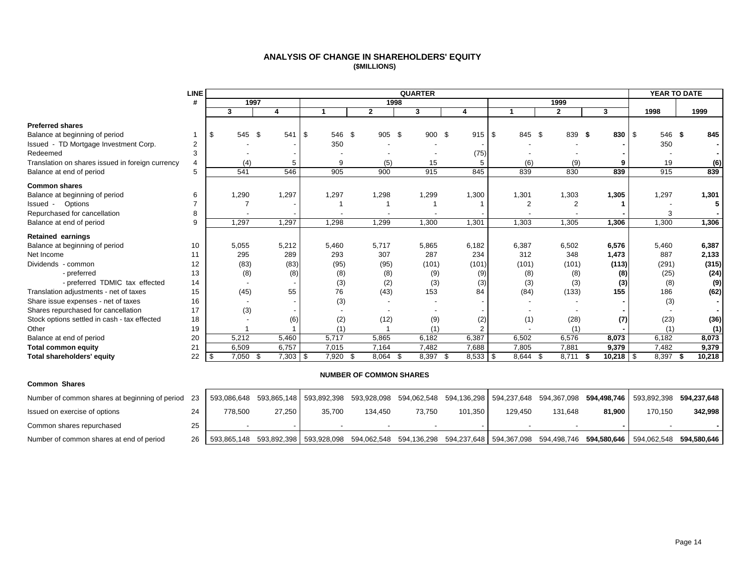# ANALYSIS OF CHANGE IN SHAREHOLDERS' EQUITY
**($MILLIONS)**

| | LINE # | QUARTER | | | | | | | | | YEAR TO DATE | |
|---|---|---|---|---|---|---|---|---|---|---|---|---|
| | | 1997 | | 1998 | | | | 1999 | | | | |
| | | 3 | 4 | 1 | 2 | 3 | 4 | 1 | 2 | 3 | 1998 | 1999 |
| **Preferred shares** | | | | | | | | | | | | |
| Balance at beginning of period | 1 | $ 545 | $ 541 | $ 546 | $ 905 | $ 900 | $ 915 | $ 845 | $ 839 | **$ 830** | $ 546 | **$ 845** |
| Issued - TD Mortgage Investment Corp. | 2 | - | - | 350 | - | - | - | - | - | **-** | 350 | **-** |
| Redeemed | 3 | - | - | - | - | - | (75) | - | - | **-** | - | **-** |
| Translation on shares issued in foreign currency | 4 | (4) | 5 | 9 | (5) | 15 | 5 | (6) | (9) | **9** | 19 | **(6)** |
| Balance at end of period | 5 | 541 | 546 | 905 | 900 | 915 | 845 | 839 | 830 | **839** | 915 | **839** |
| **Common shares** | | | | | | | | | | | | |
| Balance at beginning of period | 6 | 1,290 | 1,297 | 1,297 | 1,298 | 1,299 | 1,300 | 1,301 | 1,303 | **1,305** | 1,297 | **1,301** |
| Issued - Options | 7 | 7 | - | 1 | 1 | 1 | 1 | 2 | 2 | **1** | - | **5** |
| Repurchased for cancellation | 8 | - | - | - | - | - | - | - | - | **-** | 3 | **-** |
| Balance at end of period | 9 | 1,297 | 1,297 | 1,298 | 1,299 | 1,300 | 1,301 | 1,303 | 1,305 | **1,306** | 1,300 | **1,306** |
| **Retained earnings** | | | | | | | | | | | | |
| Balance at beginning of period | 10 | 5,055 | 5,212 | 5,460 | 5,717 | 5,865 | 6,182 | 6,387 | 6,502 | **6,576** | 5,460 | **6,387** |
| Net Income | 11 | 295 | 289 | 293 | 307 | 287 | 234 | 312 | 348 | **1,473** | 887 | **2,133** |
| Dividends - common | 12 | (83) | (83) | (95) | (95) | (101) | (101) | (101) | (101) | **(113)** | (291) | **(315)** |
| - preferred | 13 | (8) | (8) | (8) | (8) | (9) | (9) | (8) | (8) | **(8)** | (25) | **(24)** |
| - preferred TDMIC tax effected | 14 | - | - | (3) | (2) | (3) | (3) | (3) | (3) | **(3)** | (8) | **(9)** |
| Translation adjustments - net of taxes | 15 | (45) | 55 | 76 | (43) | 153 | 84 | (84) | (133) | **155** | 186 | **(62)** |
| Share issue expenses - net of taxes | 16 | - | - | (3) | - | - | - | - | - | **-** | (3) | **-** |
| Shares repurchased for cancellation | 17 | (3) | - | - | - | - | - | - | - | **-** | - | **-** |
| Stock options settled in cash - tax effected | 18 | - | (6) | (2) | (12) | (9) | (2) | (1) | (28) | **(7)** | (23) | **(36)** |
| Other | 19 | 1 | 1 | (1) | 1 | (1) | 2 | - | (1) | **-** | (1) | **(1)** |
| Balance at end of period | 20 | 5,212 | 5,460 | 5,717 | 5,865 | 6,182 | 6,387 | 6,502 | 6,576 | **8,073** | 6,182 | **8,073** |
| **Total common equity** | 21 | 6,509 | 6,757 | 7,015 | 7,164 | 7,482 | 7,688 | 7,805 | 7,881 | **9,379** | 7,482 | **9,379** |
| **Total shareholders' equity** | 22 | $ 7,050 | $ 7,303 | $ 7,920 | $ 8,064 | $ 8,397 | $ 8,533 | $ 8,644 | $ 8,711 | **$ 10,218** | $ 8,397 | **$ 10,218** |

## NUMBER OF COMMON SHARES

| **Common Shares** | | | | | | | | | | | | |
|---|---|---|---|---|---|---|---|---|---|---|---|---|
| Number of common shares at beginning of period | 23 | 593,086,648 | 593,865,148 | 593,892,398 | 593,928,098 | 594,062,548 | 594,136,298 | 594,237,648 | 594,367,098 | **594,498,746** | 593,892,398 | **594,237,648** |
| Issued on exercise of options | 24 | 778,500 | 27,250 | 35,700 | 134,450 | 73,750 | 101,350 | 129,450 | 131,648 | **81,900** | 170,150 | **342,998** |
| Common shares repurchased | 25 | - | - | - | - | - | - | - | - | **-** | - | **-** |
| Number of common shares at end of period | 26 | 593,865,148 | 593,892,398 | 593,928,098 | 594,062,548 | 594,136,298 | 594,237,648 | 594,367,098 | 594,498,746 | **594,580,646** | 594,062,548 | **594,580,646** |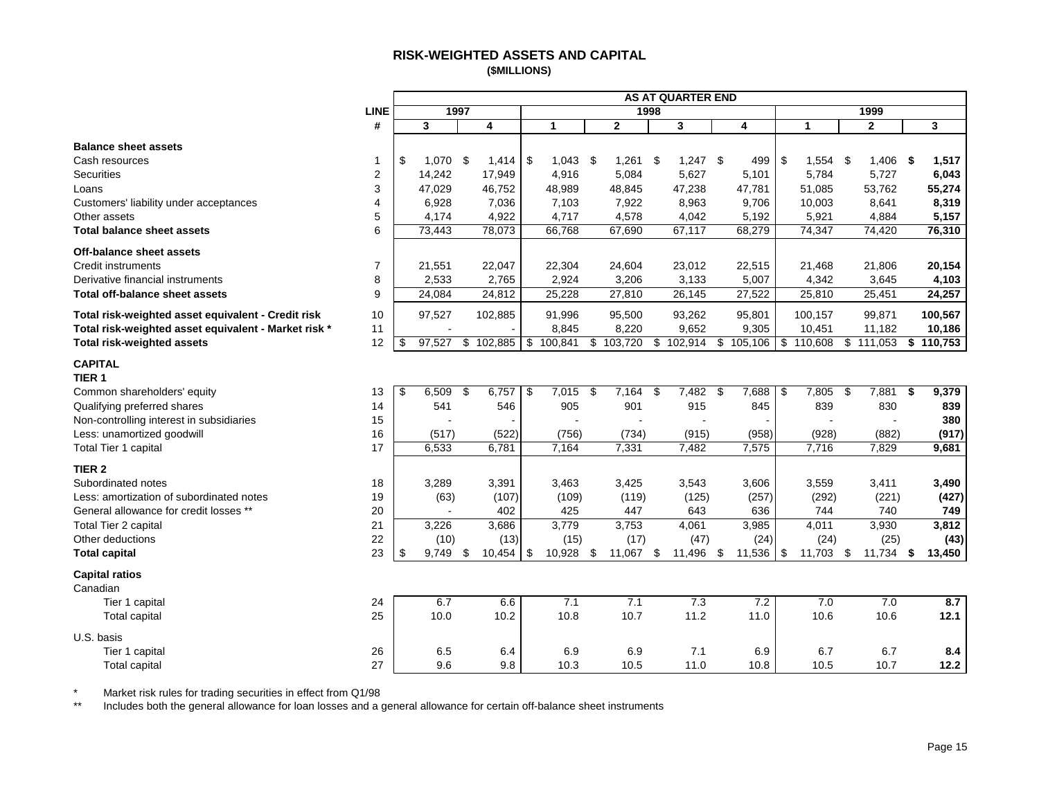# RISK-WEIGHTED ASSETS AND CAPITAL

**($MILLIONS)**

| | LINE | AS AT QUARTER END | | | | | | | | |
|---|---|---|---|---|---|---|---|---|---|---|
| | | 1997 | | 1998 | | | | 1999 | | |
| | # | 3 | 4 | 1 | 2 | 3 | 4 | 1 | 2 | 3 |
| **Balance sheet assets** | | | | | | | | | | |
| Cash resources | 1 | $ 1,070 | $ 1,414 | $ 1,043 | $ 1,261 | $ 1,247 | $ 499 | $ 1,554 | $ 1,406 | **$ 1,517** |
| Securities | 2 | 14,242 | 17,949 | 4,916 | 5,084 | 5,627 | 5,101 | 5,784 | 5,727 | **6,043** |
| Loans | 3 | 47,029 | 46,752 | 48,989 | 48,845 | 47,238 | 47,781 | 51,085 | 53,762 | **55,274** |
| Customers' liability under acceptances | 4 | 6,928 | 7,036 | 7,103 | 7,922 | 8,963 | 9,706 | 10,003 | 8,641 | **8,319** |
| Other assets | 5 | 4,174 | 4,922 | 4,717 | 4,578 | 4,042 | 5,192 | 5,921 | 4,884 | **5,157** |
| **Total balance sheet assets** | 6 | 73,443 | 78,073 | 66,768 | 67,690 | 67,117 | 68,279 | 74,347 | 74,420 | **76,310** |
| **Off-balance sheet assets** | | | | | | | | | | |
| Credit instruments | 7 | 21,551 | 22,047 | 22,304 | 24,604 | 23,012 | 22,515 | 21,468 | 21,806 | **20,154** |
| Derivative financial instruments | 8 | 2,533 | 2,765 | 2,924 | 3,206 | 3,133 | 5,007 | 4,342 | 3,645 | **4,103** |
| **Total off-balance sheet assets** | 9 | 24,084 | 24,812 | 25,228 | 27,810 | 26,145 | 27,522 | 25,810 | 25,451 | **24,257** |
| **Total risk-weighted asset equivalent - Credit risk** | 10 | 97,527 | 102,885 | 91,996 | 95,500 | 93,262 | 95,801 | 100,157 | 99,871 | **100,567** |
| **Total risk-weighted asset equivalent - Market risk *** | 11 | - | - | 8,845 | 8,220 | 9,652 | 9,305 | 10,451 | 11,182 | **10,186** |
| **Total risk-weighted assets** | 12 | $ 97,527 | $ 102,885 | $ 100,841 | $ 103,720 | $ 102,914 | $ 105,106 | $ 110,608 | $ 111,053 | **$ 110,753** |
| **CAPITAL** | | | | | | | | | | |
| **TIER 1** | | | | | | | | | | |
| Common shareholders' equity | 13 | $ 6,509 | $ 6,757 | $ 7,015 | $ 7,164 | $ 7,482 | $ 7,688 | $ 7,805 | $ 7,881 | **$ 9,379** |
| Qualifying preferred shares | 14 | 541 | 546 | 905 | 901 | 915 | 845 | 839 | 830 | **839** |
| Non-controlling interest in subsidiaries | 15 | - | - | - | - | - | - | - | - | **380** |
| Less: unamortized goodwill | 16 | (517) | (522) | (756) | (734) | (915) | (958) | (928) | (882) | **(917)** |
| Total Tier 1 capital | 17 | 6,533 | 6,781 | 7,164 | 7,331 | 7,482 | 7,575 | 7,716 | 7,829 | **9,681** |
| **TIER 2** | | | | | | | | | | |
| Subordinated notes | 18 | 3,289 | 3,391 | 3,463 | 3,425 | 3,543 | 3,606 | 3,559 | 3,411 | **3,490** |
| Less: amortization of subordinated notes | 19 | (63) | (107) | (109) | (119) | (125) | (257) | (292) | (221) | **(427)** |
| General allowance for credit losses ** | 20 | - | 402 | 425 | 447 | 643 | 636 | 744 | 740 | **749** |
| Total Tier 2 capital | 21 | 3,226 | 3,686 | 3,779 | 3,753 | 4,061 | 3,985 | 4,011 | 3,930 | **3,812** |
| Other deductions | 22 | (10) | (13) | (15) | (17) | (47) | (24) | (24) | (25) | **(43)** |
| **Total capital** | 23 | $ 9,749 | $ 10,454 | $ 10,928 | $ 11,067 | $ 11,496 | $ 11,536 | $ 11,703 | $ 11,734 | **$ 13,450** |
| **Capital ratios** | | | | | | | | | | |
| Canadian | | | | | | | | | | |
| Tier 1 capital | 24 | 6.7 | 6.6 | 7.1 | 7.1 | 7.3 | 7.2 | 7.0 | 7.0 | **8.7** |
| Total capital | 25 | 10.0 | 10.2 | 10.8 | 10.7 | 11.2 | 11.0 | 10.6 | 10.6 | **12.1** |
| U.S. basis | | | | | | | | | | |
| Tier 1 capital | 26 | 6.5 | 6.4 | 6.9 | 6.9 | 7.1 | 6.9 | 6.7 | 6.7 | **8.4** |
| Total capital | 27 | 9.6 | 9.8 | 10.3 | 10.5 | 11.0 | 10.8 | 10.5 | 10.7 | **12.2** |

\* Market risk rules for trading securities in effect from Q1/98

** Includes both the general allowance for loan losses and a general allowance for certain off-balance sheet instruments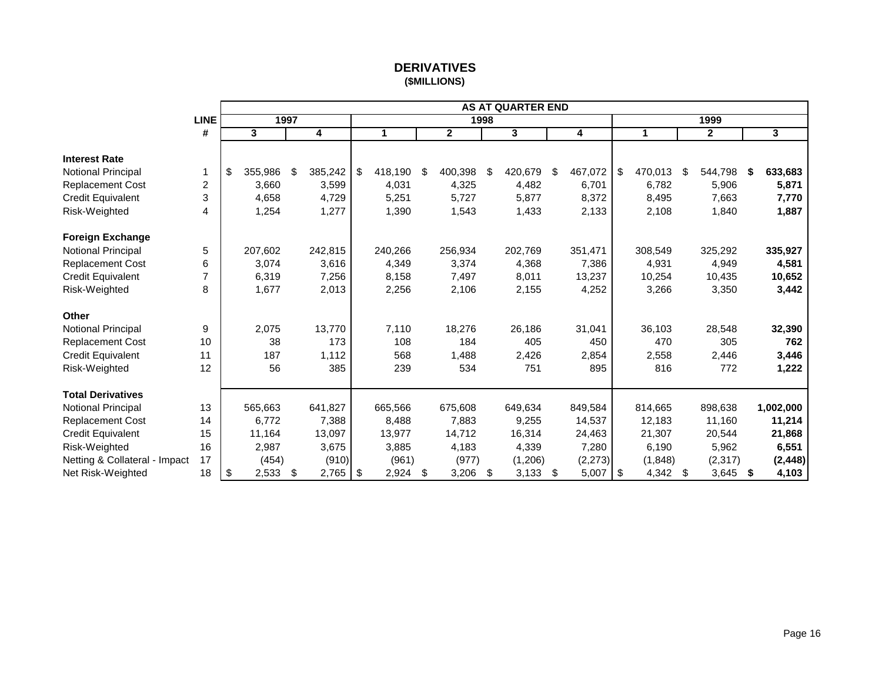# DERIVATIVES
**($MILLIONS)**

| | LINE | AS AT QUARTER END | | | | | | | | |
|---|---|---|---|---|---|---|---|---|---|---|
| | | 1997 | | 1998 | | | | 1999 | | |
| | # | 3 | 4 | 1 | 2 | 3 | 4 | 1 | 2 | 3 |
| **Interest Rate** | | | | | | | | | | |
| Notional Principal | 1 | $ 355,986 | $ 385,242 | $ 418,190 | $ 400,398 | $ 420,679 | $ 467,072 | $ 470,013 | $ 544,798 | **$ 633,683** |
| Replacement Cost | 2 | 3,660 | 3,599 | 4,031 | 4,325 | 4,482 | 6,701 | 6,782 | 5,906 | **5,871** |
| Credit Equivalent | 3 | 4,658 | 4,729 | 5,251 | 5,727 | 5,877 | 8,372 | 8,495 | 7,663 | **7,770** |
| Risk-Weighted | 4 | 1,254 | 1,277 | 1,390 | 1,543 | 1,433 | 2,133 | 2,108 | 1,840 | **1,887** |
| **Foreign Exchange** | | | | | | | | | | |
| Notional Principal | 5 | 207,602 | 242,815 | 240,266 | 256,934 | 202,769 | 351,471 | 308,549 | 325,292 | **335,927** |
| Replacement Cost | 6 | 3,074 | 3,616 | 4,349 | 3,374 | 4,368 | 7,386 | 4,931 | 4,949 | **4,581** |
| Credit Equivalent | 7 | 6,319 | 7,256 | 8,158 | 7,497 | 8,011 | 13,237 | 10,254 | 10,435 | **10,652** |
| Risk-Weighted | 8 | 1,677 | 2,013 | 2,256 | 2,106 | 2,155 | 4,252 | 3,266 | 3,350 | **3,442** |
| **Other** | | | | | | | | | | |
| Notional Principal | 9 | 2,075 | 13,770 | 7,110 | 18,276 | 26,186 | 31,041 | 36,103 | 28,548 | **32,390** |
| Replacement Cost | 10 | 38 | 173 | 108 | 184 | 405 | 450 | 470 | 305 | **762** |
| Credit Equivalent | 11 | 187 | 1,112 | 568 | 1,488 | 2,426 | 2,854 | 2,558 | 2,446 | **3,446** |
| Risk-Weighted | 12 | 56 | 385 | 239 | 534 | 751 | 895 | 816 | 772 | **1,222** |
| **Total Derivatives** | | | | | | | | | | |
| Notional Principal | 13 | 565,663 | 641,827 | 665,566 | 675,608 | 649,634 | 849,584 | 814,665 | 898,638 | **1,002,000** |
| Replacement Cost | 14 | 6,772 | 7,388 | 8,488 | 7,883 | 9,255 | 14,537 | 12,183 | 11,160 | **11,214** |
| Credit Equivalent | 15 | 11,164 | 13,097 | 13,977 | 14,712 | 16,314 | 24,463 | 21,307 | 20,544 | **21,868** |
| Risk-Weighted | 16 | 2,987 | 3,675 | 3,885 | 4,183 | 4,339 | 7,280 | 6,190 | 5,962 | **6,551** |
| Netting & Collateral - Impact | 17 | (454) | (910) | (961) | (977) | (1,206) | (2,273) | (1,848) | (2,317) | **(2,448)** |
| Net Risk-Weighted | 18 | $ 2,533 | $ 2,765 | $ 2,924 | $ 3,206 | $ 3,133 | $ 5,007 | $ 4,342 | $ 3,645 | **$ 4,103** |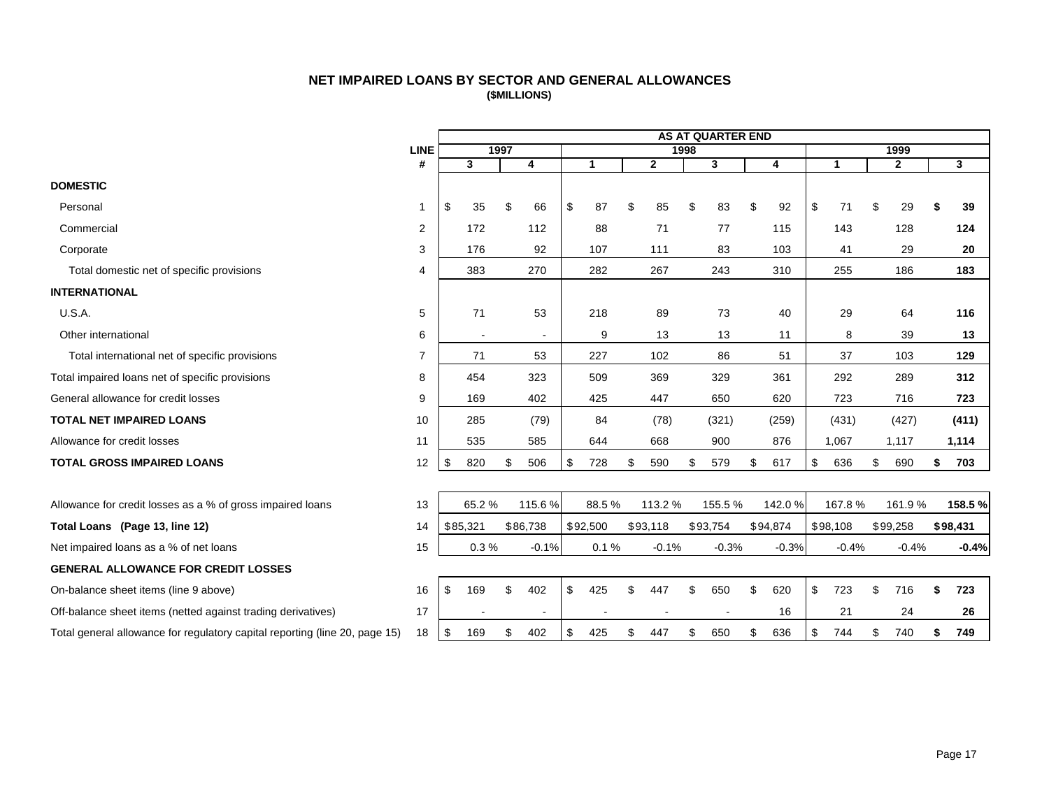# NET IMPAIRED LOANS BY SECTOR AND GENERAL ALLOWANCES

**($MILLIONS)**

| | LINE # | AS AT QUARTER END | | | | | | | | |
|---|---|---|---|---|---|---|---|---|---|---|
| | | 1997 | | 1998 | | | | 1999 | | |
| | | 3 | 4 | 1 | 2 | 3 | 4 | 1 | 2 | 3 |
| **DOMESTIC** | | | | | | | | | | |
| Personal | 1 | $ 35 | $ 66 | $ 87 | $ 85 | $ 83 | $ 92 | $ 71 | $ 29 | **$ 39** |
| Commercial | 2 | 172 | 112 | 88 | 71 | 77 | 115 | 143 | 128 | **124** |
| Corporate | 3 | 176 | 92 | 107 | 111 | 83 | 103 | 41 | 29 | **20** |
| Total domestic net of specific provisions | 4 | 383 | 270 | 282 | 267 | 243 | 310 | 255 | 186 | **183** |
| **INTERNATIONAL** | | | | | | | | | | |
| U.S.A. | 5 | 71 | 53 | 218 | 89 | 73 | 40 | 29 | 64 | **116** |
| Other international | 6 | - | - | 9 | 13 | 13 | 11 | 8 | 39 | **13** |
| Total international net of specific provisions | 7 | 71 | 53 | 227 | 102 | 86 | 51 | 37 | 103 | **129** |
| Total impaired loans net of specific provisions | 8 | 454 | 323 | 509 | 369 | 329 | 361 | 292 | 289 | **312** |
| General allowance for credit losses | 9 | 169 | 402 | 425 | 447 | 650 | 620 | 723 | 716 | **723** |
| **TOTAL NET IMPAIRED LOANS** | 10 | 285 | (79) | 84 | (78) | (321) | (259) | (431) | (427) | **(411)** |
| Allowance for credit losses | 11 | 535 | 585 | 644 | 668 | 900 | 876 | 1,067 | 1,117 | **1,114** |
| **TOTAL GROSS IMPAIRED LOANS** | 12 | $ 820 | $ 506 | $ 728 | $ 590 | $ 579 | $ 617 | $ 636 | $ 690 | **$ 703** |
| | | | | | | | | | | |
| Allowance for credit losses as a % of gross impaired loans | 13 | 65.2 % | 115.6 % | 88.5 % | 113.2 % | 155.5 % | 142.0 % | 167.8 % | 161.9 % | **158.5 %** |
| **Total Loans (Page 13, line 12)** | 14 | $85,321 | $86,738 | $92,500 | $93,118 | $93,754 | $94,874 | $98,108 | $99,258 | **$98,431** |
| Net impaired loans as a % of net loans | 15 | 0.3 % | -0.1% | 0.1 % | -0.1% | -0.3% | -0.3% | -0.4% | -0.4% | **-0.4%** |
| **GENERAL ALLOWANCE FOR CREDIT LOSSES** | | | | | | | | | | |
| On-balance sheet items (line 9 above) | 16 | $ 169 | $ 402 | $ 425 | $ 447 | $ 650 | $ 620 | $ 723 | $ 716 | **$ 723** |
| Off-balance sheet items (netted against trading derivatives) | 17 | - | - | - | - | - | 16 | 21 | 24 | **26** |
| Total general allowance for regulatory capital reporting (line 20, page 15) | 18 | $ 169 | $ 402 | $ 425 | $ 447 | $ 650 | $ 636 | $ 744 | $ 740 | **$ 749** |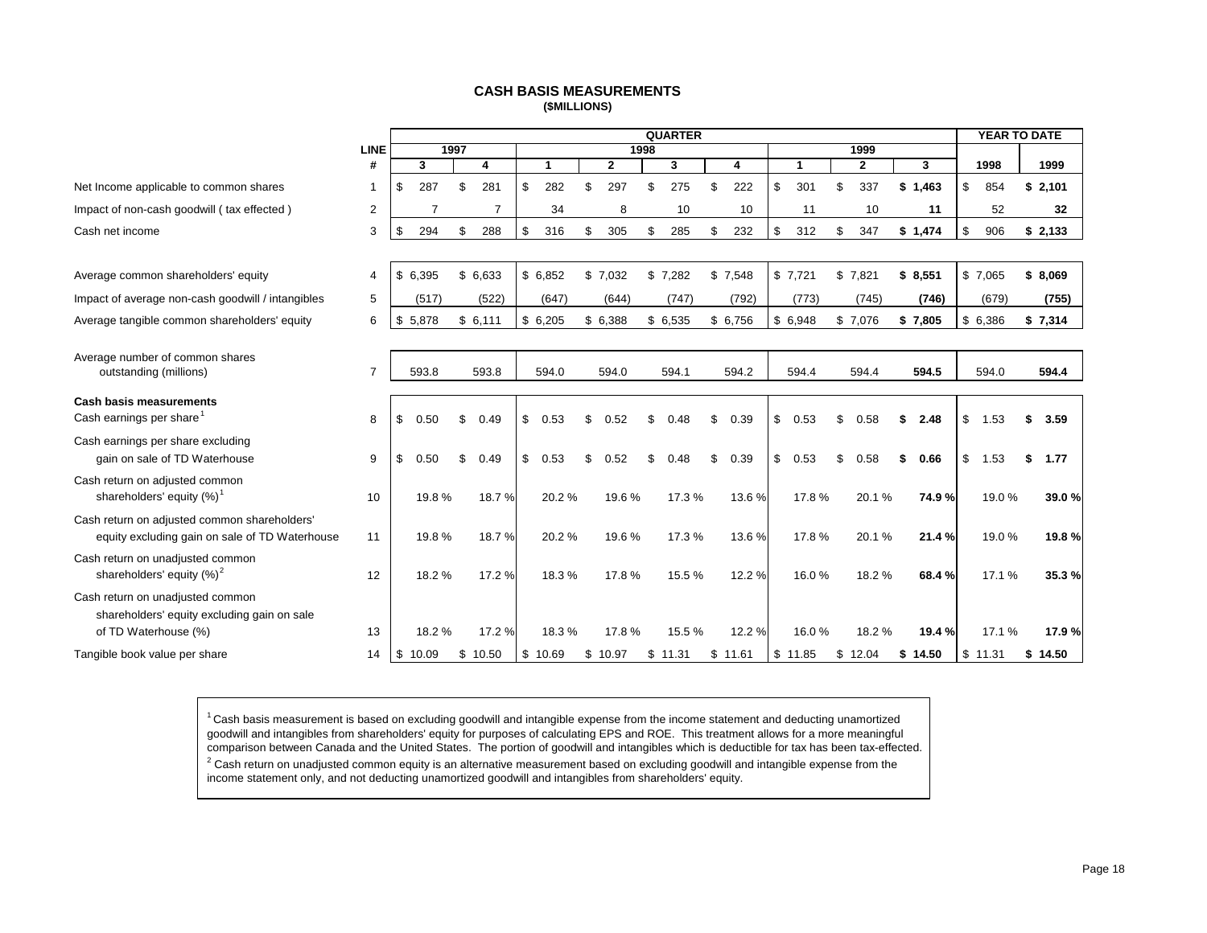# CASH BASIS MEASUREMENTS
**($MILLIONS)**

| | LINE | QUARTER | | | | | | | | | YEAR TO DATE | |
|---|---|---|---|---|---|---|---|---|---|---|---|---|
| | | 1997 | | 1998 | | | | 1999 | | | | |
| | # | 3 | 4 | 1 | 2 | 3 | 4 | 1 | 2 | 3 | 1998 | 1999 |
| Net Income applicable to common shares | 1 | $ 287 | $ 281 | $ 282 | $ 297 | $ 275 | $ 222 | $ 301 | $ 337 | **$ 1,463** | $ 854 | **$ 2,101** |
| Impact of non-cash goodwill ( tax effected ) | 2 | 7 | 7 | 34 | 8 | 10 | 10 | 11 | 10 | **11** | 52 | **32** |
| Cash net income | 3 | $ 294 | $ 288 | $ 316 | $ 305 | $ 285 | $ 232 | $ 312 | $ 347 | **$ 1,474** | $ 906 | **$ 2,133** |
| Average common shareholders' equity | 4 | $ 6,395 | $ 6,633 | $ 6,852 | $ 7,032 | $ 7,282 | $ 7,548 | $ 7,721 | $ 7,821 | **$ 8,551** | $ 7,065 | **$ 8,069** |
| Impact of average non-cash goodwill / intangibles | 5 | (517) | (522) | (647) | (644) | (747) | (792) | (773) | (745) | **(746)** | (679) | **(755)** |
| Average tangible common shareholders' equity | 6 | $ 5,878 | $ 6,111 | $ 6,205 | $ 6,388 | $ 6,535 | $ 6,756 | $ 6,948 | $ 7,076 | **$ 7,805** | $ 6,386 | **$ 7,314** |
| Average number of common shares outstanding (millions) | 7 | 593.8 | 593.8 | 594.0 | 594.0 | 594.1 | 594.2 | 594.4 | 594.4 | **594.5** | 594.0 | **594.4** |
| **Cash basis measurements** | | | | | | | | | | | | |
| Cash earnings per share [1] | 8 | $ 0.50 | $ 0.49 | $ 0.53 | $ 0.52 | $ 0.48 | $ 0.39 | $ 0.53 | $ 0.58 | **$ 2.48** | $ 1.53 | **$ 3.59** |
| Cash earnings per share excluding gain on sale of TD Waterhouse | 9 | $ 0.50 | $ 0.49 | $ 0.53 | $ 0.52 | $ 0.48 | $ 0.39 | $ 0.53 | $ 0.58 | **$ 0.66** | $ 1.53 | **$ 1.77** |
| Cash return on adjusted common shareholders' equity (%) [1] | 10 | 19.8 % | 18.7 % | 20.2 % | 19.6 % | 17.3 % | 13.6 % | 17.8 % | 20.1 % | **74.9 %** | 19.0 % | **39.0 %** |
| Cash return on adjusted common shareholders' equity excluding gain on sale of TD Waterhouse | 11 | 19.8 % | 18.7 % | 20.2 % | 19.6 % | 17.3 % | 13.6 % | 17.8 % | 20.1 % | **21.4 %** | 19.0 % | **19.8 %** |
| Cash return on unadjusted common shareholders' equity (%) [2] | 12 | 18.2 % | 17.2 % | 18.3 % | 17.8 % | 15.5 % | 12.2 % | 16.0 % | 18.2 % | **68.4 %** | 17.1 % | **35.3 %** |
| Cash return on unadjusted common shareholders' equity excluding gain on sale of TD Waterhouse (%) | 13 | 18.2 % | 17.2 % | 18.3 % | 17.8 % | 15.5 % | 12.2 % | 16.0 % | 18.2 % | **19.4 %** | 17.1 % | **17.9 %** |
| Tangible book value per share | 14 | $ 10.09 | $ 10.50 | $ 10.69 | $ 10.97 | $ 11.31 | $ 11.61 | $ 11.85 | $ 12.04 | **$ 14.50** | $ 11.31 | **$ 14.50** |

[1] Cash basis measurement is based on excluding goodwill and intangible expense from the income statement and deducting unamortized goodwill and intangibles from shareholders' equity for purposes of calculating EPS and ROE. This treatment allows for a more meaningful comparison between Canada and the United States. The portion of goodwill and intangibles which is deductible for tax has been tax-effected.

[2] Cash return on unadjusted common equity is an alternative measurement based on excluding goodwill and intangible expense from the income statement only, and not deducting unamortized goodwill and intangibles from shareholders' equity.